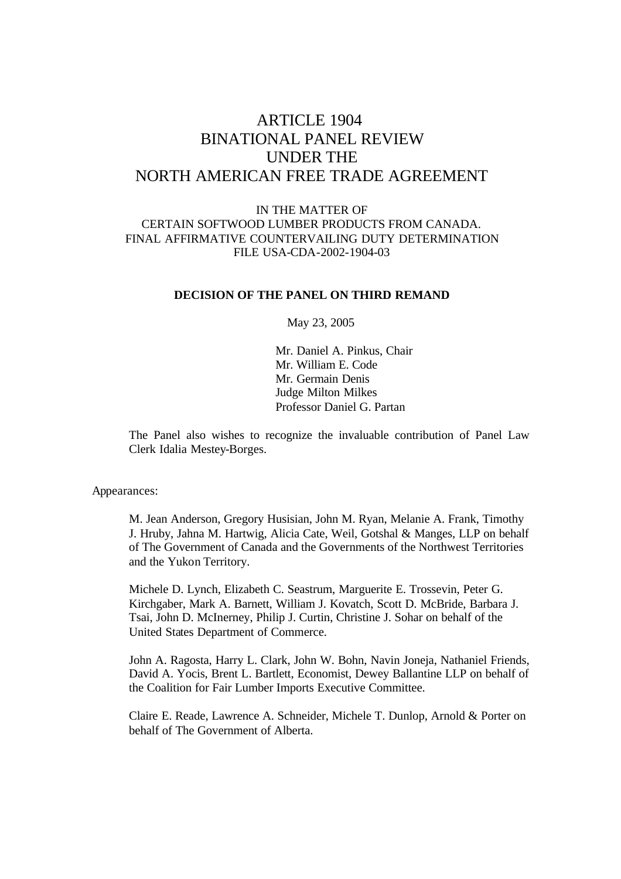# ARTICLE 1904
# BINATIONAL PANEL REVIEW
# UNDER THE
# NORTH AMERICAN FREE TRADE AGREEMENT

IN THE MATTER OF
CERTAIN SOFTWOOD LUMBER PRODUCTS FROM CANADA.
FINAL AFFIRMATIVE COUNTERVAILING DUTY DETERMINATION
FILE USA-CDA-2002-1904-03

**DECISION OF THE PANEL ON THIRD REMAND**

May 23, 2005

Mr. Daniel A. Pinkus, Chair
Mr. William E. Code
Mr. Germain Denis
Judge Milton Milkes
Professor Daniel G. Partan

The Panel also wishes to recognize the invaluable contribution of Panel Law Clerk Idalia Mestey-Borges.

Appearances:

M. Jean Anderson, Gregory Husisian, John M. Ryan, Melanie A. Frank, Timothy J. Hruby, Jahna M. Hartwig, Alicia Cate, Weil, Gotshal & Manges, LLP on behalf of The Government of Canada and the Governments of the Northwest Territories and the Yukon Territory.

Michele D. Lynch, Elizabeth C. Seastrum, Marguerite E. Trossevin, Peter G. Kirchgaber, Mark A. Barnett, William J. Kovatch, Scott D. McBride, Barbara J. Tsai, John D. McInerney, Philip J. Curtin, Christine J. Sohar on behalf of the United States Department of Commerce.

John A. Ragosta, Harry L. Clark, John W. Bohn, Navin Joneja, Nathaniel Friends, David A. Yocis, Brent L. Bartlett, Economist, Dewey Ballantine LLP on behalf of the Coalition for Fair Lumber Imports Executive Committee.

Claire E. Reade, Lawrence A. Schneider, Michele T. Dunlop, Arnold & Porter on behalf of The Government of Alberta.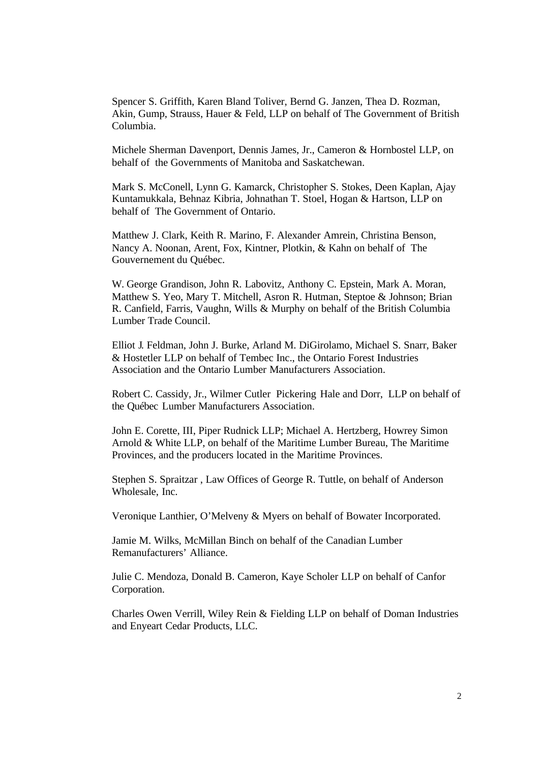Spencer S. Griffith, Karen Bland Toliver, Bernd G. Janzen, Thea D. Rozman, Akin, Gump, Strauss, Hauer & Feld, LLP on behalf of The Government of British Columbia.

Michele Sherman Davenport, Dennis James, Jr., Cameron & Hornbostel LLP, on behalf of the Governments of Manitoba and Saskatchewan.

Mark S. McConell, Lynn G. Kamarck, Christopher S. Stokes, Deen Kaplan, Ajay Kuntamukkala, Behnaz Kibria, Johnathan T. Stoel, Hogan & Hartson, LLP on behalf of The Government of Ontario.

Matthew J. Clark, Keith R. Marino, F. Alexander Amrein, Christina Benson, Nancy A. Noonan, Arent, Fox, Kintner, Plotkin, & Kahn on behalf of The Gouvernement du Québec.

W. George Grandison, John R. Labovitz, Anthony C. Epstein, Mark A. Moran, Matthew S. Yeo, Mary T. Mitchell, Asron R. Hutman, Steptoe & Johnson; Brian R. Canfield, Farris, Vaughn, Wills & Murphy on behalf of the British Columbia Lumber Trade Council.

Elliot J. Feldman, John J. Burke, Arland M. DiGirolamo, Michael S. Snarr, Baker & Hostetler LLP on behalf of Tembec Inc., the Ontario Forest Industries Association and the Ontario Lumber Manufacturers Association.

Robert C. Cassidy, Jr., Wilmer Cutler Pickering Hale and Dorr, LLP on behalf of the Québec Lumber Manufacturers Association.

John E. Corette, III, Piper Rudnick LLP; Michael A. Hertzberg, Howrey Simon Arnold & White LLP, on behalf of the Maritime Lumber Bureau, The Maritime Provinces, and the producers located in the Maritime Provinces.

Stephen S. Spraitzar , Law Offices of George R. Tuttle, on behalf of Anderson Wholesale, Inc.

Veronique Lanthier, O'Melveny & Myers on behalf of Bowater Incorporated.

Jamie M. Wilks, McMillan Binch on behalf of the Canadian Lumber Remanufacturers' Alliance.

Julie C. Mendoza, Donald B. Cameron, Kaye Scholer LLP on behalf of Canfor Corporation.

Charles Owen Verrill, Wiley Rein & Fielding LLP on behalf of Doman Industries and Enyeart Cedar Products, LLC.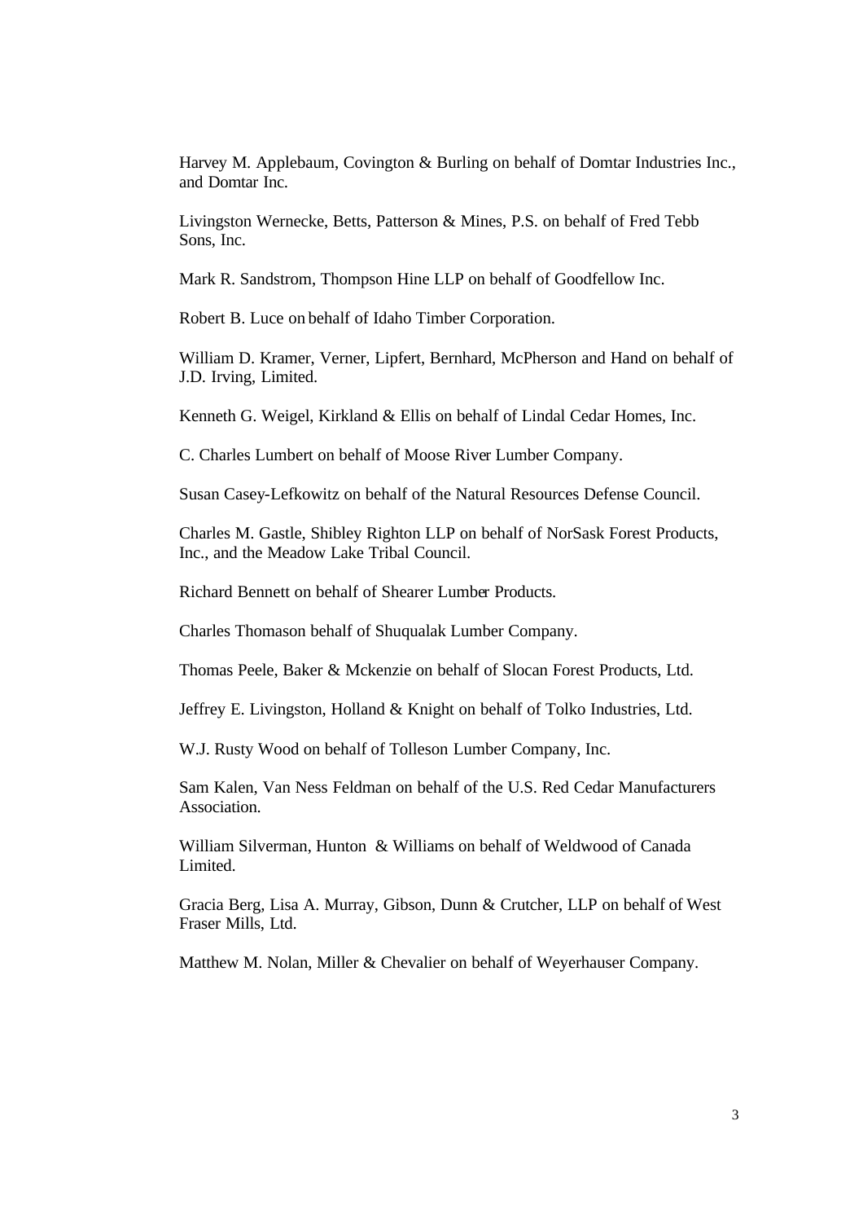Harvey M. Applebaum, Covington & Burling on behalf of Domtar Industries Inc., and Domtar Inc.

Livingston Wernecke, Betts, Patterson & Mines, P.S. on behalf of Fred Tebb Sons, Inc.

Mark R. Sandstrom, Thompson Hine LLP on behalf of Goodfellow Inc.

Robert B. Luce on behalf of Idaho Timber Corporation.

William D. Kramer, Verner, Lipfert, Bernhard, McPherson and Hand on behalf of J.D. Irving, Limited.

Kenneth G. Weigel, Kirkland & Ellis on behalf of Lindal Cedar Homes, Inc.

C. Charles Lumbert on behalf of Moose River Lumber Company.

Susan Casey-Lefkowitz on behalf of the Natural Resources Defense Council.

Charles M. Gastle, Shibley Righton LLP on behalf of NorSask Forest Products, Inc., and the Meadow Lake Tribal Council.

Richard Bennett on behalf of Shearer Lumber Products.

Charles Thomason behalf of Shuqualak Lumber Company.

Thomas Peele, Baker & Mckenzie on behalf of Slocan Forest Products, Ltd.

Jeffrey E. Livingston, Holland & Knight on behalf of Tolko Industries, Ltd.

W.J. Rusty Wood on behalf of Tolleson Lumber Company, Inc.

Sam Kalen, Van Ness Feldman on behalf of the U.S. Red Cedar Manufacturers Association.

William Silverman, Hunton & Williams on behalf of Weldwood of Canada Limited.

Gracia Berg, Lisa A. Murray, Gibson, Dunn & Crutcher, LLP on behalf of West Fraser Mills, Ltd.

Matthew M. Nolan, Miller & Chevalier on behalf of Weyerhauser Company.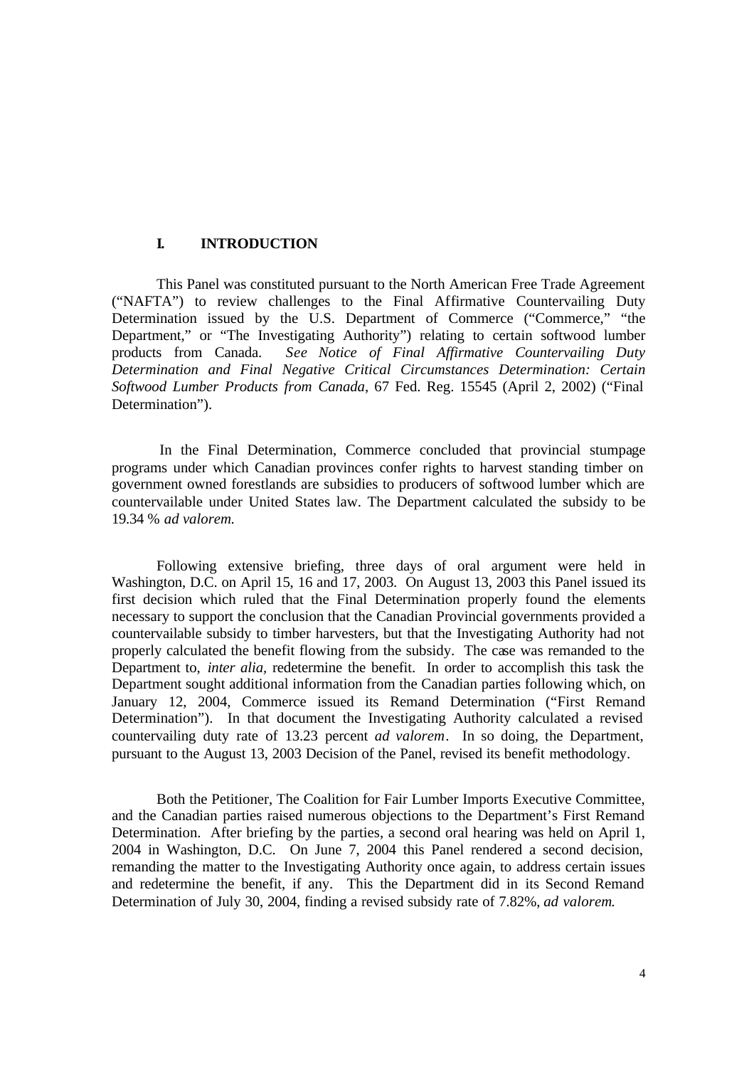## I. INTRODUCTION

This Panel was constituted pursuant to the North American Free Trade Agreement ("NAFTA") to review challenges to the Final Affirmative Countervailing Duty Determination issued by the U.S. Department of Commerce ("Commerce," "the Department," or "The Investigating Authority") relating to certain softwood lumber products from Canada. *See Notice of Final Affirmative Countervailing Duty Determination and Final Negative Critical Circumstances Determination: Certain Softwood Lumber Products from Canada*, 67 Fed. Reg. 15545 (April 2, 2002) ("Final Determination").

In the Final Determination, Commerce concluded that provincial stumpage programs under which Canadian provinces confer rights to harvest standing timber on government owned forestlands are subsidies to producers of softwood lumber which are countervailable under United States law. The Department calculated the subsidy to be 19.34 % *ad valorem.*

Following extensive briefing, three days of oral argument were held in Washington, D.C. on April 15, 16 and 17, 2003. On August 13, 2003 this Panel issued its first decision which ruled that the Final Determination properly found the elements necessary to support the conclusion that the Canadian Provincial governments provided a countervailable subsidy to timber harvesters, but that the Investigating Authority had not properly calculated the benefit flowing from the subsidy. The case was remanded to the Department to, *inter alia*, redetermine the benefit. In order to accomplish this task the Department sought additional information from the Canadian parties following which, on January 12, 2004, Commerce issued its Remand Determination ("First Remand Determination"). In that document the Investigating Authority calculated a revised countervailing duty rate of 13.23 percent *ad valorem*. In so doing, the Department, pursuant to the August 13, 2003 Decision of the Panel, revised its benefit methodology.

Both the Petitioner, The Coalition for Fair Lumber Imports Executive Committee, and the Canadian parties raised numerous objections to the Department's First Remand Determination. After briefing by the parties, a second oral hearing was held on April 1, 2004 in Washington, D.C. On June 7, 2004 this Panel rendered a second decision, remanding the matter to the Investigating Authority once again, to address certain issues and redetermine the benefit, if any. This the Department did in its Second Remand Determination of July 30, 2004, finding a revised subsidy rate of 7.82%, *ad valorem.*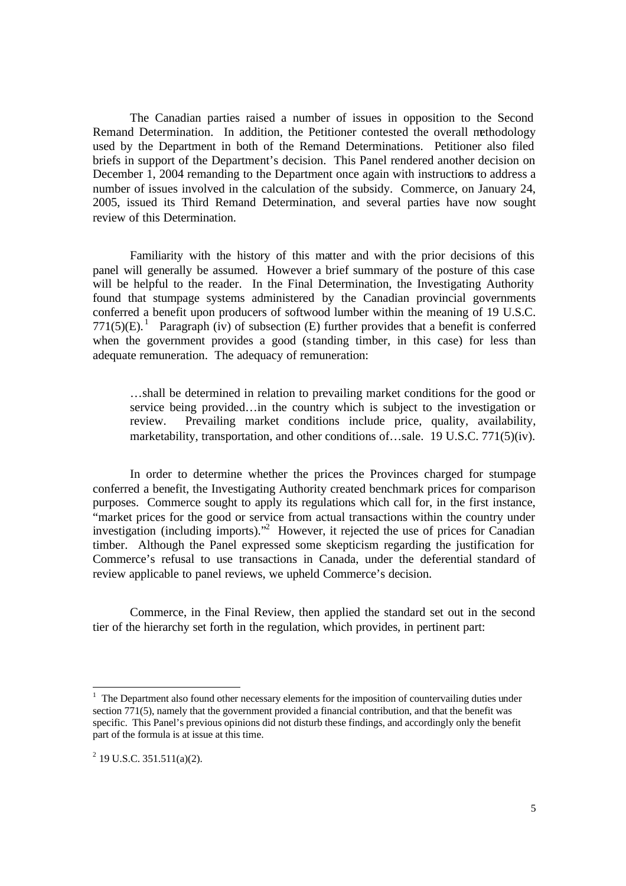The Canadian parties raised a number of issues in opposition to the Second Remand Determination. In addition, the Petitioner contested the overall methodology used by the Department in both of the Remand Determinations. Petitioner also filed briefs in support of the Department's decision. This Panel rendered another decision on December 1, 2004 remanding to the Department once again with instructions to address a number of issues involved in the calculation of the subsidy. Commerce, on January 24, 2005, issued its Third Remand Determination, and several parties have now sought review of this Determination.

Familiarity with the history of this matter and with the prior decisions of this panel will generally be assumed. However a brief summary of the posture of this case will be helpful to the reader. In the Final Determination, the Investigating Authority found that stumpage systems administered by the Canadian provincial governments conferred a benefit upon producers of softwood lumber within the meaning of 19 U.S.C. 771(5)(E).[1] Paragraph (iv) of subsection (E) further provides that a benefit is conferred when the government provides a good (standing timber, in this case) for less than adequate remuneration. The adequacy of remuneration:

> …shall be determined in relation to prevailing market conditions for the good or service being provided…in the country which is subject to the investigation or review. Prevailing market conditions include price, quality, availability, marketability, transportation, and other conditions of…sale. 19 U.S.C. 771(5)(iv).

In order to determine whether the prices the Provinces charged for stumpage conferred a benefit, the Investigating Authority created benchmark prices for comparison purposes. Commerce sought to apply its regulations which call for, in the first instance, "market prices for the good or service from actual transactions within the country under investigation (including imports)."[2] However, it rejected the use of prices for Canadian timber. Although the Panel expressed some skepticism regarding the justification for Commerce's refusal to use transactions in Canada, under the deferential standard of review applicable to panel reviews, we upheld Commerce's decision.

Commerce, in the Final Review, then applied the standard set out in the second tier of the hierarchy set forth in the regulation, which provides, in pertinent part:

---

[1] The Department also found other necessary elements for the imposition of countervailing duties under section 771(5), namely that the government provided a financial contribution, and that the benefit was specific. This Panel's previous opinions did not disturb these findings, and accordingly only the benefit part of the formula is at issue at this time.

[2] 19 U.S.C. 351.511(a)(2).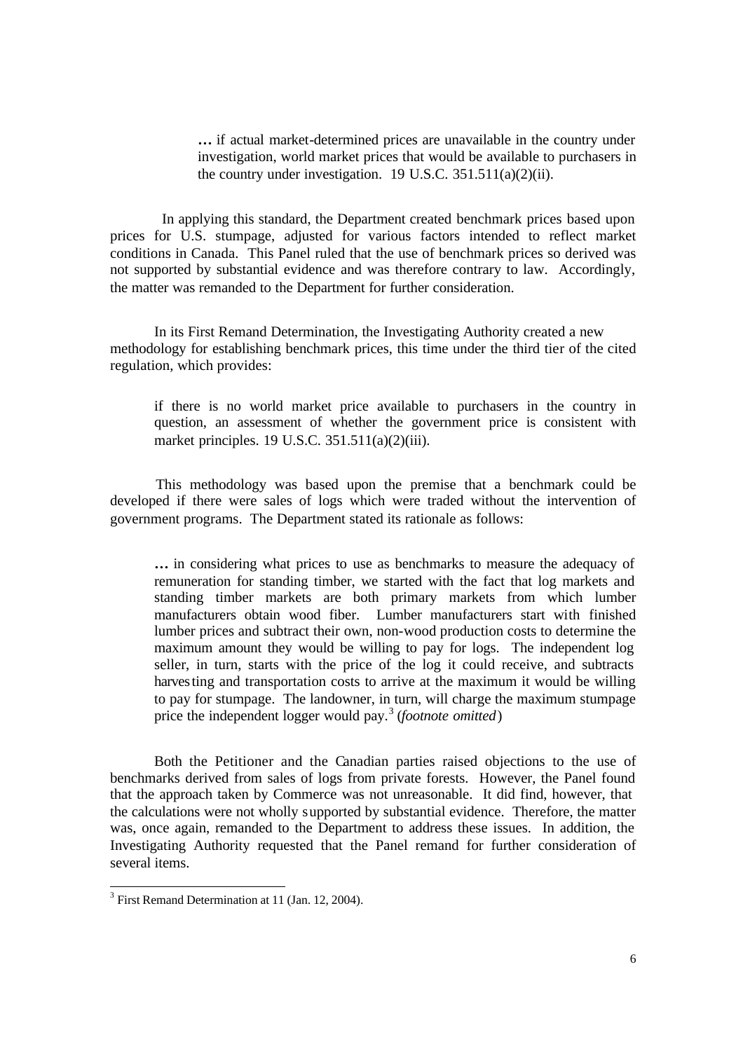> **…** if actual market-determined prices are unavailable in the country under investigation, world market prices that would be available to purchasers in the country under investigation. 19 U.S.C. 351.511(a)(2)(ii).

In applying this standard, the Department created benchmark prices based upon prices for U.S. stumpage, adjusted for various factors intended to reflect market conditions in Canada. This Panel ruled that the use of benchmark prices so derived was not supported by substantial evidence and was therefore contrary to law. Accordingly, the matter was remanded to the Department for further consideration.

In its First Remand Determination, the Investigating Authority created a new methodology for establishing benchmark prices, this time under the third tier of the cited regulation, which provides:

> if there is no world market price available to purchasers in the country in question, an assessment of whether the government price is consistent with market principles. 19 U.S.C. 351.511(a)(2)(iii).

This methodology was based upon the premise that a benchmark could be developed if there were sales of logs which were traded without the intervention of government programs. The Department stated its rationale as follows:

> **…** in considering what prices to use as benchmarks to measure the adequacy of remuneration for standing timber, we started with the fact that log markets and standing timber markets are both primary markets from which lumber manufacturers obtain wood fiber. Lumber manufacturers start with finished lumber prices and subtract their own, non-wood production costs to determine the maximum amount they would be willing to pay for logs. The independent log seller, in turn, starts with the price of the log it could receive, and subtracts harvesting and transportation costs to arrive at the maximum it would be willing to pay for stumpage. The landowner, in turn, will charge the maximum stumpage price the independent logger would pay.[3] (*footnote omitted*)

Both the Petitioner and the Canadian parties raised objections to the use of benchmarks derived from sales of logs from private forests. However, the Panel found that the approach taken by Commerce was not unreasonable. It did find, however, that the calculations were not wholly supported by substantial evidence. Therefore, the matter was, once again, remanded to the Department to address these issues. In addition, the Investigating Authority requested that the Panel remand for further consideration of several items.

---

[3] First Remand Determination at 11 (Jan. 12, 2004).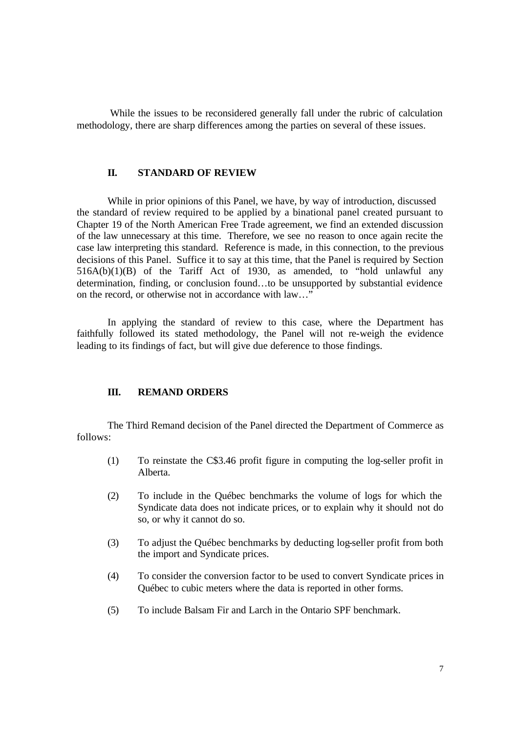While the issues to be reconsidered generally fall under the rubric of calculation methodology, there are sharp differences among the parties on several of these issues.

## II. STANDARD OF REVIEW

While in prior opinions of this Panel, we have, by way of introduction, discussed the standard of review required to be applied by a binational panel created pursuant to Chapter 19 of the North American Free Trade agreement, we find an extended discussion of the law unnecessary at this time. Therefore, we see no reason to once again recite the case law interpreting this standard. Reference is made, in this connection, to the previous decisions of this Panel. Suffice it to say at this time, that the Panel is required by Section 516A(b)(1)(B) of the Tariff Act of 1930, as amended, to "hold unlawful any determination, finding, or conclusion found…to be unsupported by substantial evidence on the record, or otherwise not in accordance with law…"

In applying the standard of review to this case, where the Department has faithfully followed its stated methodology, the Panel will not re-weigh the evidence leading to its findings of fact, but will give due deference to those findings.

## III. REMAND ORDERS

The Third Remand decision of the Panel directed the Department of Commerce as follows:

(1) To reinstate the C$3.46 profit figure in computing the log-seller profit in Alberta.

(2) To include in the Québec benchmarks the volume of logs for which the Syndicate data does not indicate prices, or to explain why it should not do so, or why it cannot do so.

(3) To adjust the Québec benchmarks by deducting log-seller profit from both the import and Syndicate prices.

(4) To consider the conversion factor to be used to convert Syndicate prices in Québec to cubic meters where the data is reported in other forms.

(5) To include Balsam Fir and Larch in the Ontario SPF benchmark.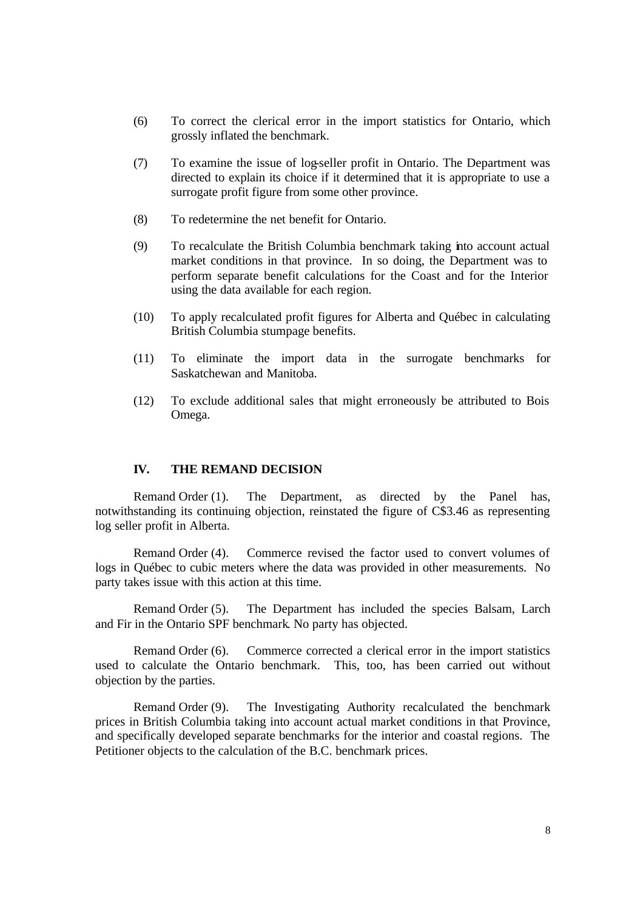(6) To correct the clerical error in the import statistics for Ontario, which grossly inflated the benchmark.

(7) To examine the issue of log-seller profit in Ontario. The Department was directed to explain its choice if it determined that it is appropriate to use a surrogate profit figure from some other province.

(8) To redetermine the net benefit for Ontario.

(9) To recalculate the British Columbia benchmark taking into account actual market conditions in that province. In so doing, the Department was to perform separate benefit calculations for the Coast and for the Interior using the data available for each region.

(10) To apply recalculated profit figures for Alberta and Québec in calculating British Columbia stumpage benefits.

(11) To eliminate the import data in the surrogate benchmarks for Saskatchewan and Manitoba.

(12) To exclude additional sales that might erroneously be attributed to Bois Omega.

## IV. THE REMAND DECISION

Remand Order (1). The Department, as directed by the Panel has, notwithstanding its continuing objection, reinstated the figure of C$3.46 as representing log seller profit in Alberta.

Remand Order (4). Commerce revised the factor used to convert volumes of logs in Québec to cubic meters where the data was provided in other measurements. No party takes issue with this action at this time.

Remand Order (5). The Department has included the species Balsam, Larch and Fir in the Ontario SPF benchmark. No party has objected.

Remand Order (6). Commerce corrected a clerical error in the import statistics used to calculate the Ontario benchmark. This, too, has been carried out without objection by the parties.

Remand Order (9). The Investigating Authority recalculated the benchmark prices in British Columbia taking into account actual market conditions in that Province, and specifically developed separate benchmarks for the interior and coastal regions. The Petitioner objects to the calculation of the B.C. benchmark prices.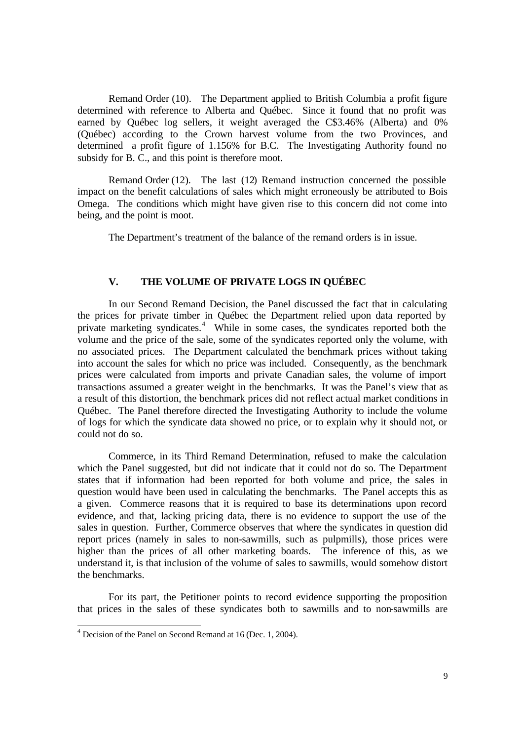Remand Order (10). The Department applied to British Columbia a profit figure determined with reference to Alberta and Québec. Since it found that no profit was earned by Québec log sellers, it weight averaged the C$3.46% (Alberta) and 0% (Québec) according to the Crown harvest volume from the two Provinces, and determined a profit figure of 1.156% for B.C. The Investigating Authority found no subsidy for B. C., and this point is therefore moot.

Remand Order (12). The last (12) Remand instruction concerned the possible impact on the benefit calculations of sales which might erroneously be attributed to Bois Omega. The conditions which might have given rise to this concern did not come into being, and the point is moot.

The Department's treatment of the balance of the remand orders is in issue.

## V. THE VOLUME OF PRIVATE LOGS IN QUÉBEC

In our Second Remand Decision, the Panel discussed the fact that in calculating the prices for private timber in Québec the Department relied upon data reported by private marketing syndicates.[4] While in some cases, the syndicates reported both the volume and the price of the sale, some of the syndicates reported only the volume, with no associated prices. The Department calculated the benchmark prices without taking into account the sales for which no price was included. Consequently, as the benchmark prices were calculated from imports and private Canadian sales, the volume of import transactions assumed a greater weight in the benchmarks. It was the Panel's view that as a result of this distortion, the benchmark prices did not reflect actual market conditions in Québec. The Panel therefore directed the Investigating Authority to include the volume of logs for which the syndicate data showed no price, or to explain why it should not, or could not do so.

Commerce, in its Third Remand Determination, refused to make the calculation which the Panel suggested, but did not indicate that it could not do so. The Department states that if information had been reported for both volume and price, the sales in question would have been used in calculating the benchmarks. The Panel accepts this as a given. Commerce reasons that it is required to base its determinations upon record evidence, and that, lacking pricing data, there is no evidence to support the use of the sales in question. Further, Commerce observes that where the syndicates in question did report prices (namely in sales to non-sawmills, such as pulpmills), those prices were higher than the prices of all other marketing boards. The inference of this, as we understand it, is that inclusion of the volume of sales to sawmills, would somehow distort the benchmarks.

For its part, the Petitioner points to record evidence supporting the proposition that prices in the sales of these syndicates both to sawmills and to non-sawmills are

[4] Decision of the Panel on Second Remand at 16 (Dec. 1, 2004).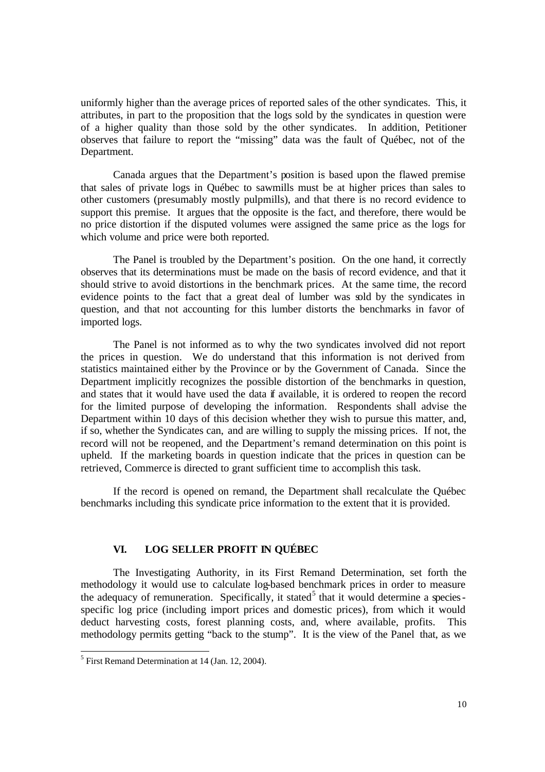uniformly higher than the average prices of reported sales of the other syndicates. This, it attributes, in part to the proposition that the logs sold by the syndicates in question were of a higher quality than those sold by the other syndicates. In addition, Petitioner observes that failure to report the "missing" data was the fault of Québec, not of the Department.

Canada argues that the Department's position is based upon the flawed premise that sales of private logs in Québec to sawmills must be at higher prices than sales to other customers (presumably mostly pulpmills), and that there is no record evidence to support this premise. It argues that the opposite is the fact, and therefore, there would be no price distortion if the disputed volumes were assigned the same price as the logs for which volume and price were both reported.

The Panel is troubled by the Department's position. On the one hand, it correctly observes that its determinations must be made on the basis of record evidence, and that it should strive to avoid distortions in the benchmark prices. At the same time, the record evidence points to the fact that a great deal of lumber was sold by the syndicates in question, and that not accounting for this lumber distorts the benchmarks in favor of imported logs.

The Panel is not informed as to why the two syndicates involved did not report the prices in question. We do understand that this information is not derived from statistics maintained either by the Province or by the Government of Canada. Since the Department implicitly recognizes the possible distortion of the benchmarks in question, and states that it would have used the data if available, it is ordered to reopen the record for the limited purpose of developing the information. Respondents shall advise the Department within 10 days of this decision whether they wish to pursue this matter, and, if so, whether the Syndicates can, and are willing to supply the missing prices. If not, the record will not be reopened, and the Department's remand determination on this point is upheld. If the marketing boards in question indicate that the prices in question can be retrieved, Commerce is directed to grant sufficient time to accomplish this task.

If the record is opened on remand, the Department shall recalculate the Québec benchmarks including this syndicate price information to the extent that it is provided.

## VI. LOG SELLER PROFIT IN QUÉBEC

The Investigating Authority, in its First Remand Determination, set forth the methodology it would use to calculate log-based benchmark prices in order to measure the adequacy of remuneration. Specifically, it stated[5] that it would determine a species-specific log price (including import prices and domestic prices), from which it would deduct harvesting costs, forest planning costs, and, where available, profits. This methodology permits getting "back to the stump". It is the view of the Panel that, as we

[5] First Remand Determination at 14 (Jan. 12, 2004).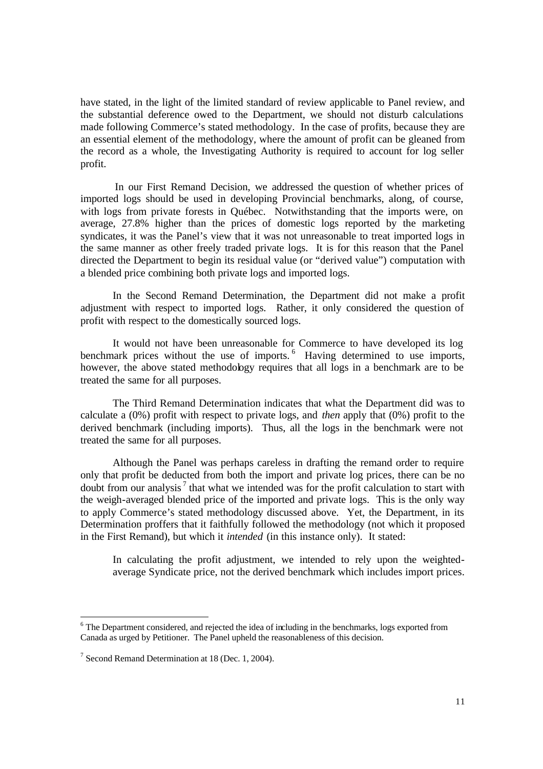have stated, in the light of the limited standard of review applicable to Panel review, and the substantial deference owed to the Department, we should not disturb calculations made following Commerce's stated methodology. In the case of profits, because they are an essential element of the methodology, where the amount of profit can be gleaned from the record as a whole, the Investigating Authority is required to account for log seller profit.

In our First Remand Decision, we addressed the question of whether prices of imported logs should be used in developing Provincial benchmarks, along, of course, with logs from private forests in Québec. Notwithstanding that the imports were, on average, 27.8% higher than the prices of domestic logs reported by the marketing syndicates, it was the Panel's view that it was not unreasonable to treat imported logs in the same manner as other freely traded private logs. It is for this reason that the Panel directed the Department to begin its residual value (or "derived value") computation with a blended price combining both private logs and imported logs.

In the Second Remand Determination, the Department did not make a profit adjustment with respect to imported logs. Rather, it only considered the question of profit with respect to the domestically sourced logs.

It would not have been unreasonable for Commerce to have developed its log benchmark prices without the use of imports.[6] Having determined to use imports, however, the above stated methodology requires that all logs in a benchmark are to be treated the same for all purposes.

The Third Remand Determination indicates that what the Department did was to calculate a (0%) profit with respect to private logs, and *then* apply that (0%) profit to the derived benchmark (including imports). Thus, all the logs in the benchmark were not treated the same for all purposes.

Although the Panel was perhaps careless in drafting the remand order to require only that profit be deducted from both the import and private log prices, there can be no doubt from our analysis[7] that what we intended was for the profit calculation to start with the weigh-averaged blended price of the imported and private logs. This is the only way to apply Commerce's stated methodology discussed above. Yet, the Department, in its Determination proffers that it faithfully followed the methodology (not which it proposed in the First Remand), but which it *intended* (in this instance only). It stated:

> In calculating the profit adjustment, we intended to rely upon the weighted-average Syndicate price, not the derived benchmark which includes import prices.

---

[6] The Department considered, and rejected the idea of including in the benchmarks, logs exported from Canada as urged by Petitioner. The Panel upheld the reasonableness of this decision.

[7] Second Remand Determination at 18 (Dec. 1, 2004).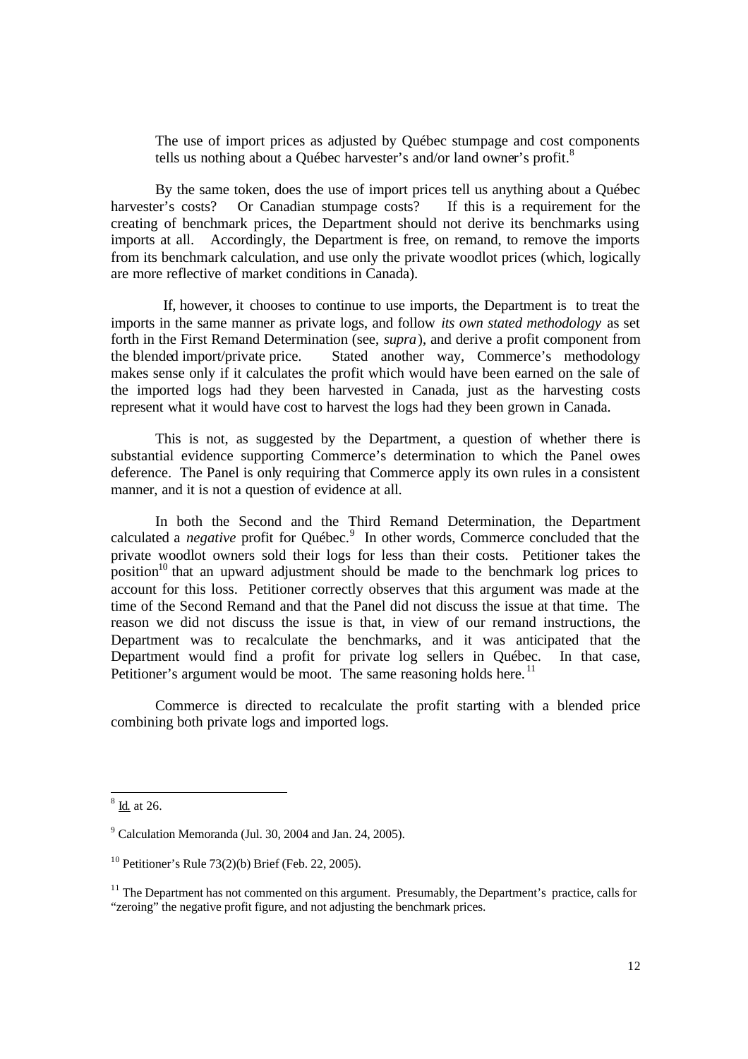> The use of import prices as adjusted by Québec stumpage and cost components tells us nothing about a Québec harvester's and/or land owner's profit.[8]

By the same token, does the use of import prices tell us anything about a Québec harvester's costs? Or Canadian stumpage costs? If this is a requirement for the creating of benchmark prices, the Department should not derive its benchmarks using imports at all. Accordingly, the Department is free, on remand, to remove the imports from its benchmark calculation, and use only the private woodlot prices (which, logically are more reflective of market conditions in Canada).

If, however, it chooses to continue to use imports, the Department is to treat the imports in the same manner as private logs, and follow *its own stated methodology* as set forth in the First Remand Determination (see, *supra*), and derive a profit component from the blended import/private price. Stated another way, Commerce's methodology makes sense only if it calculates the profit which would have been earned on the sale of the imported logs had they been harvested in Canada, just as the harvesting costs represent what it would have cost to harvest the logs had they been grown in Canada.

This is not, as suggested by the Department, a question of whether there is substantial evidence supporting Commerce's determination to which the Panel owes deference. The Panel is only requiring that Commerce apply its own rules in a consistent manner, and it is not a question of evidence at all.

In both the Second and the Third Remand Determination, the Department calculated a *negative* profit for Québec.[9] In other words, Commerce concluded that the private woodlot owners sold their logs for less than their costs. Petitioner takes the position[10] that an upward adjustment should be made to the benchmark log prices to account for this loss. Petitioner correctly observes that this argument was made at the time of the Second Remand and that the Panel did not discuss the issue at that time. The reason we did not discuss the issue is that, in view of our remand instructions, the Department was to recalculate the benchmarks, and it was anticipated that the Department would find a profit for private log sellers in Québec. In that case, Petitioner's argument would be moot. The same reasoning holds here.[11]

Commerce is directed to recalculate the profit starting with a blended price combining both private logs and imported logs.

---

[8] Id. at 26.

[9] Calculation Memoranda (Jul. 30, 2004 and Jan. 24, 2005).

[10] Petitioner's Rule 73(2)(b) Brief (Feb. 22, 2005).

[11] The Department has not commented on this argument. Presumably, the Department's practice, calls for "zeroing" the negative profit figure, and not adjusting the benchmark prices.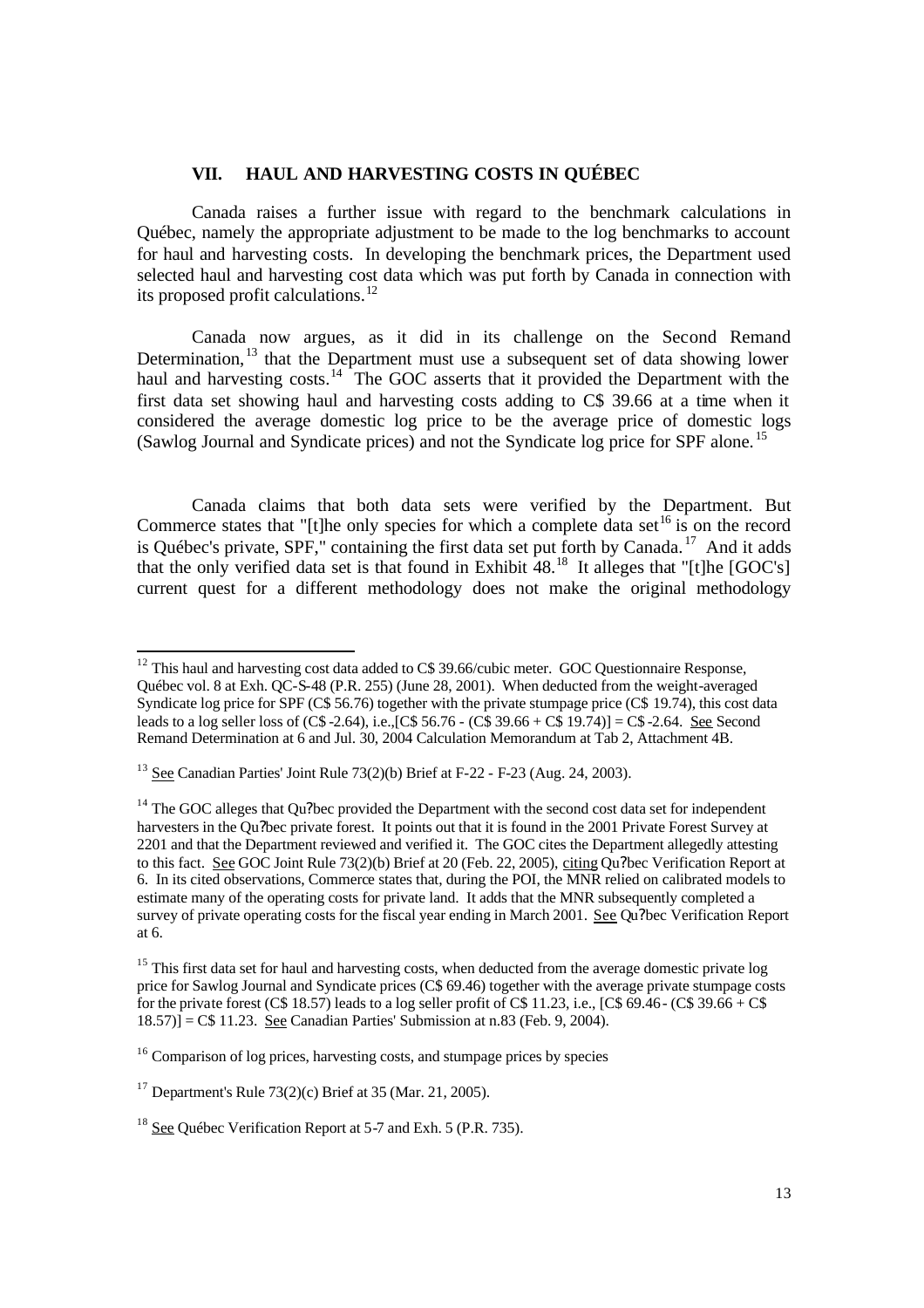## VII. HAUL AND HARVESTING COSTS IN QUÉBEC

Canada raises a further issue with regard to the benchmark calculations in Québec, namely the appropriate adjustment to be made to the log benchmarks to account for haul and harvesting costs. In developing the benchmark prices, the Department used selected haul and harvesting cost data which was put forth by Canada in connection with its proposed profit calculations.[12]

Canada now argues, as it did in its challenge on the Second Remand Determination,[13] that the Department must use a subsequent set of data showing lower haul and harvesting costs.[14] The GOC asserts that it provided the Department with the first data set showing haul and harvesting costs adding to C$ 39.66 at a time when it considered the average domestic log price to be the average price of domestic logs (Sawlog Journal and Syndicate prices) and not the Syndicate log price for SPF alone.[15]

Canada claims that both data sets were verified by the Department. But Commerce states that "[t]he only species for which a complete data set[16] is on the record is Québec's private, SPF," containing the first data set put forth by Canada.[17] And it adds that the only verified data set is that found in Exhibit 48.[18] It alleges that "[t]he [GOC's] current quest for a different methodology does not make the original methodology

---

[12] This haul and harvesting cost data added to C$ 39.66/cubic meter. GOC Questionnaire Response, Québec vol. 8 at Exh. QC-S-48 (P.R. 255) (June 28, 2001). When deducted from the weight-averaged Syndicate log price for SPF (C$ 56.76) together with the private stumpage price (C$ 19.74), this cost data leads to a log seller loss of (C$ -2.64), i.e.,[C$ 56.76 - (C$ 39.66 + C$ 19.74)] = C$ -2.64. See Second Remand Determination at 6 and Jul. 30, 2004 Calculation Memorandum at Tab 2, Attachment 4B.

[13] See Canadian Parties' Joint Rule 73(2)(b) Brief at F-22 - F-23 (Aug. 24, 2003).

[14] The GOC alleges that Qu?bec provided the Department with the second cost data set for independent harvesters in the Qu?bec private forest. It points out that it is found in the 2001 Private Forest Survey at 2201 and that the Department reviewed and verified it. The GOC cites the Department allegedly attesting to this fact. See GOC Joint Rule 73(2)(b) Brief at 20 (Feb. 22, 2005), citing Qu?bec Verification Report at 6. In its cited observations, Commerce states that, during the POI, the MNR relied on calibrated models to estimate many of the operating costs for private land. It adds that the MNR subsequently completed a survey of private operating costs for the fiscal year ending in March 2001. See Qu?bec Verification Report at 6.

[15] This first data set for haul and harvesting costs, when deducted from the average domestic private log price for Sawlog Journal and Syndicate prices (C$ 69.46) together with the average private stumpage costs for the private forest (C$ 18.57) leads to a log seller profit of C$ 11.23, i.e., [C$ 69.46 - (C$ 39.66 + C$ 18.57)] = C$ 11.23. See Canadian Parties' Submission at n.83 (Feb. 9, 2004).

[16] Comparison of log prices, harvesting costs, and stumpage prices by species

[17] Department's Rule 73(2)(c) Brief at 35 (Mar. 21, 2005).

[18] See Québec Verification Report at 5-7 and Exh. 5 (P.R. 735).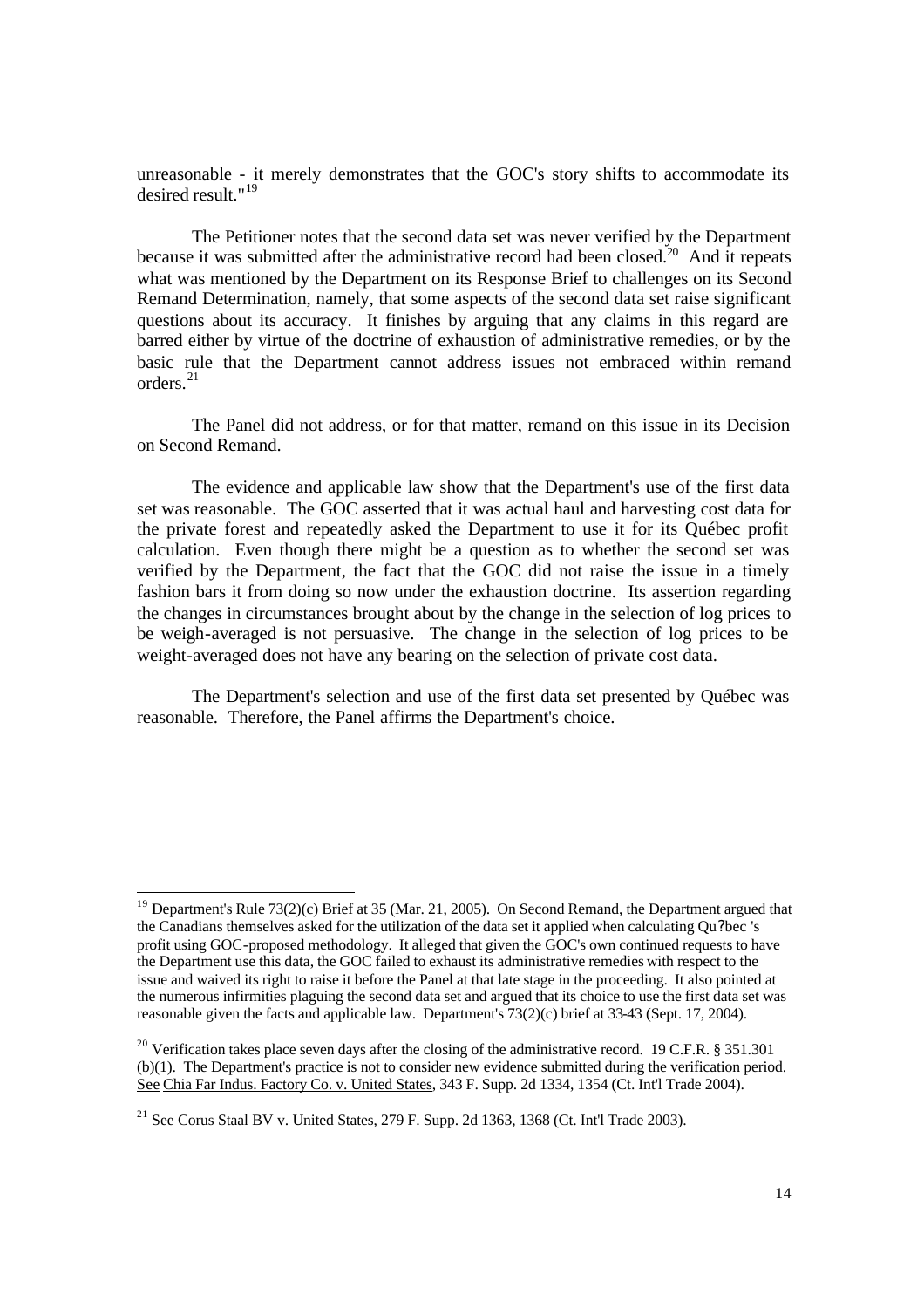unreasonable - it merely demonstrates that the GOC's story shifts to accommodate its desired result."[19]

The Petitioner notes that the second data set was never verified by the Department because it was submitted after the administrative record had been closed.[20] And it repeats what was mentioned by the Department on its Response Brief to challenges on its Second Remand Determination, namely, that some aspects of the second data set raise significant questions about its accuracy. It finishes by arguing that any claims in this regard are barred either by virtue of the doctrine of exhaustion of administrative remedies, or by the basic rule that the Department cannot address issues not embraced within remand orders.[21]

The Panel did not address, or for that matter, remand on this issue in its Decision on Second Remand.

The evidence and applicable law show that the Department's use of the first data set was reasonable. The GOC asserted that it was actual haul and harvesting cost data for the private forest and repeatedly asked the Department to use it for its Québec profit calculation. Even though there might be a question as to whether the second set was verified by the Department, the fact that the GOC did not raise the issue in a timely fashion bars it from doing so now under the exhaustion doctrine. Its assertion regarding the changes in circumstances brought about by the change in the selection of log prices to be weigh-averaged is not persuasive. The change in the selection of log prices to be weight-averaged does not have any bearing on the selection of private cost data.

The Department's selection and use of the first data set presented by Québec was reasonable. Therefore, the Panel affirms the Department's choice.

---

[19] Department's Rule 73(2)(c) Brief at 35 (Mar. 21, 2005). On Second Remand, the Department argued that the Canadians themselves asked for the utilization of the data set it applied when calculating Qu?bec 's profit using GOC-proposed methodology. It alleged that given the GOC's own continued requests to have the Department use this data, the GOC failed to exhaust its administrative remedies with respect to the issue and waived its right to raise it before the Panel at that late stage in the proceeding. It also pointed at the numerous infirmities plaguing the second data set and argued that its choice to use the first data set was reasonable given the facts and applicable law. Department's 73(2)(c) brief at 33-43 (Sept. 17, 2004).

[20] Verification takes place seven days after the closing of the administrative record. 19 C.F.R. § 351.301 (b)(1). The Department's practice is not to consider new evidence submitted during the verification period. See Chia Far Indus. Factory Co. v. United States, 343 F. Supp. 2d 1334, 1354 (Ct. Int'l Trade 2004).

[21] See Corus Staal BV v. United States, 279 F. Supp. 2d 1363, 1368 (Ct. Int'l Trade 2003).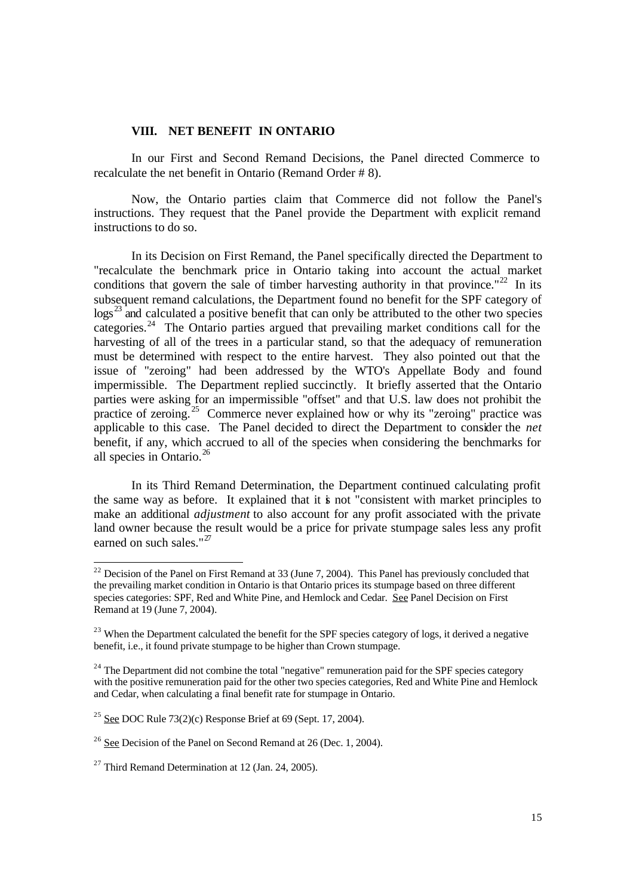## VIII. NET BENEFIT IN ONTARIO

In our First and Second Remand Decisions, the Panel directed Commerce to recalculate the net benefit in Ontario (Remand Order # 8).

Now, the Ontario parties claim that Commerce did not follow the Panel's instructions. They request that the Panel provide the Department with explicit remand instructions to do so.

In its Decision on First Remand, the Panel specifically directed the Department to "recalculate the benchmark price in Ontario taking into account the actual market conditions that govern the sale of timber harvesting authority in that province."[22] In its subsequent remand calculations, the Department found no benefit for the SPF category of logs[23] and calculated a positive benefit that can only be attributed to the other two species categories.[24] The Ontario parties argued that prevailing market conditions call for the harvesting of all of the trees in a particular stand, so that the adequacy of remuneration must be determined with respect to the entire harvest. They also pointed out that the issue of "zeroing" had been addressed by the WTO's Appellate Body and found impermissible. The Department replied succinctly. It briefly asserted that the Ontario parties were asking for an impermissible "offset" and that U.S. law does not prohibit the practice of zeroing.[25] Commerce never explained how or why its "zeroing" practice was applicable to this case. The Panel decided to direct the Department to consider the *net* benefit, if any, which accrued to all of the species when considering the benchmarks for all species in Ontario.[26]

In its Third Remand Determination, the Department continued calculating profit the same way as before. It explained that it is not "consistent with market principles to make an additional *adjustment* to also account for any profit associated with the private land owner because the result would be a price for private stumpage sales less any profit earned on such sales."[27]

---

[22] Decision of the Panel on First Remand at 33 (June 7, 2004). This Panel has previously concluded that the prevailing market condition in Ontario is that Ontario prices its stumpage based on three different species categories: SPF, Red and White Pine, and Hemlock and Cedar. See Panel Decision on First Remand at 19 (June 7, 2004).

[23] When the Department calculated the benefit for the SPF species category of logs, it derived a negative benefit, i.e., it found private stumpage to be higher than Crown stumpage.

[24] The Department did not combine the total "negative" remuneration paid for the SPF species category with the positive remuneration paid for the other two species categories, Red and White Pine and Hemlock and Cedar, when calculating a final benefit rate for stumpage in Ontario.

[25] See DOC Rule 73(2)(c) Response Brief at 69 (Sept. 17, 2004).

[26] See Decision of the Panel on Second Remand at 26 (Dec. 1, 2004).

[27] Third Remand Determination at 12 (Jan. 24, 2005).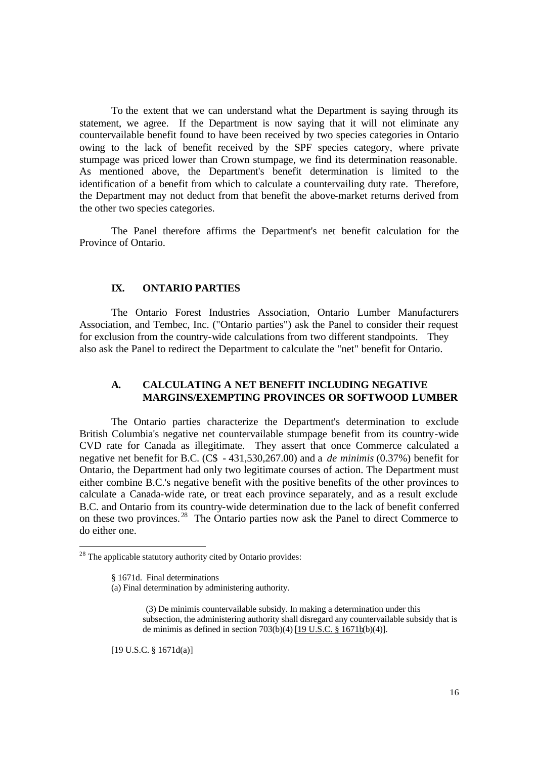To the extent that we can understand what the Department is saying through its statement, we agree. If the Department is now saying that it will not eliminate any countervailable benefit found to have been received by two species categories in Ontario owing to the lack of benefit received by the SPF species category, where private stumpage was priced lower than Crown stumpage, we find its determination reasonable. As mentioned above, the Department's benefit determination is limited to the identification of a benefit from which to calculate a countervailing duty rate. Therefore, the Department may not deduct from that benefit the above-market returns derived from the other two species categories.

The Panel therefore affirms the Department's net benefit calculation for the Province of Ontario.

## IX. ONTARIO PARTIES

The Ontario Forest Industries Association, Ontario Lumber Manufacturers Association, and Tembec, Inc. ("Ontario parties") ask the Panel to consider their request for exclusion from the country-wide calculations from two different standpoints. They also ask the Panel to redirect the Department to calculate the "net" benefit for Ontario.

### A. CALCULATING A NET BENEFIT INCLUDING NEGATIVE MARGINS/EXEMPTING PROVINCES OR SOFTWOOD LUMBER

The Ontario parties characterize the Department's determination to exclude British Columbia's negative net countervailable stumpage benefit from its country-wide CVD rate for Canada as illegitimate. They assert that once Commerce calculated a negative net benefit for B.C. (C$ - 431,530,267.00) and a *de minimis* (0.37%) benefit for Ontario, the Department had only two legitimate courses of action. The Department must either combine B.C.'s negative benefit with the positive benefits of the other provinces to calculate a Canada-wide rate, or treat each province separately, and as a result exclude B.C. and Ontario from its country-wide determination due to the lack of benefit conferred on these two provinces.[28] The Ontario parties now ask the Panel to direct Commerce to do either one.

---

[28] The applicable statutory authority cited by Ontario provides:

> § 1671d. Final determinations
> (a) Final determination by administering authority.
>
> > (3) De minimis countervailable subsidy. In making a determination under this subsection, the administering authority shall disregard any countervailable subsidy that is de minimis as defined in section 703(b)(4) [19 U.S.C. § 1671b(b)(4)].
>
> [19 U.S.C. § 1671d(a)]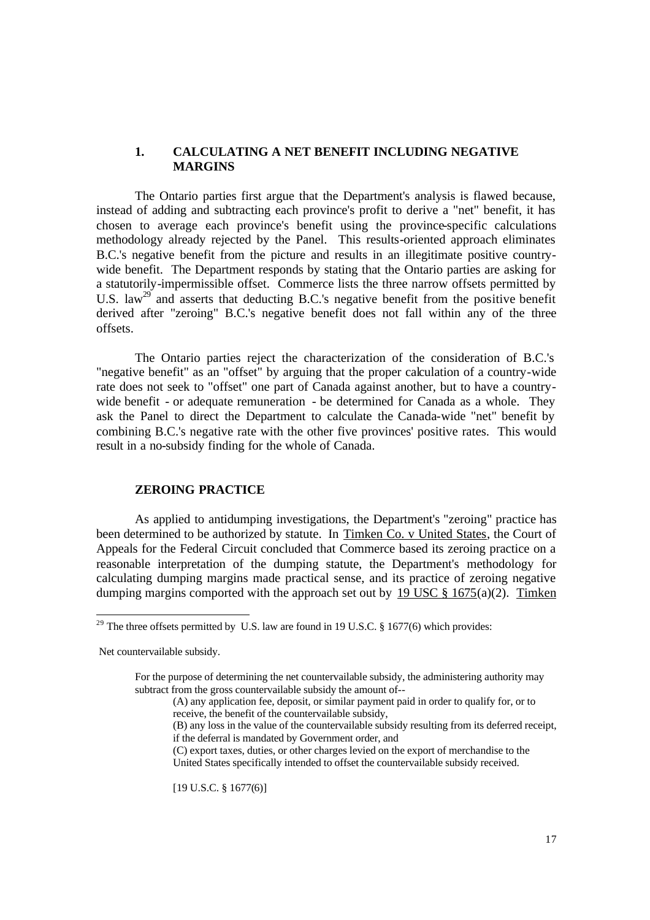### 1. CALCULATING A NET BENEFIT INCLUDING NEGATIVE MARGINS

The Ontario parties first argue that the Department's analysis is flawed because, instead of adding and subtracting each province's profit to derive a "net" benefit, it has chosen to average each province's benefit using the province-specific calculations methodology already rejected by the Panel. This results-oriented approach eliminates B.C.'s negative benefit from the picture and results in an illegitimate positive country-wide benefit. The Department responds by stating that the Ontario parties are asking for a statutorily-impermissible offset. Commerce lists the three narrow offsets permitted by U.S. law[29] and asserts that deducting B.C.'s negative benefit from the positive benefit derived after "zeroing" B.C.'s negative benefit does not fall within any of the three offsets.

The Ontario parties reject the characterization of the consideration of B.C.'s "negative benefit" as an "offset" by arguing that the proper calculation of a country-wide rate does not seek to "offset" one part of Canada against another, but to have a country-wide benefit - or adequate remuneration - be determined for Canada as a whole. They ask the Panel to direct the Department to calculate the Canada-wide "net" benefit by combining B.C.'s negative rate with the other five provinces' positive rates. This would result in a no-subsidy finding for the whole of Canada.

### ZEROING PRACTICE

As applied to antidumping investigations, the Department's "zeroing" practice has been determined to be authorized by statute. In Timken Co. v United States, the Court of Appeals for the Federal Circuit concluded that Commerce based its zeroing practice on a reasonable interpretation of the dumping statute, the Department's methodology for calculating dumping margins made practical sense, and its practice of zeroing negative dumping margins comported with the approach set out by 19 USC § 1675(a)(2). Timken

---

[29] The three offsets permitted by U.S. law are found in 19 U.S.C. § 1677(6) which provides:

Net countervailable subsidy.

> For the purpose of determining the net countervailable subsidy, the administering authority may subtract from the gross countervailable subsidy the amount of--
>
> (A) any application fee, deposit, or similar payment paid in order to qualify for, or to receive, the benefit of the countervailable subsidy,
>
> (B) any loss in the value of the countervailable subsidy resulting from its deferred receipt, if the deferral is mandated by Government order, and
>
> (C) export taxes, duties, or other charges levied on the export of merchandise to the United States specifically intended to offset the countervailable subsidy received.
>
> [19 U.S.C. § 1677(6)]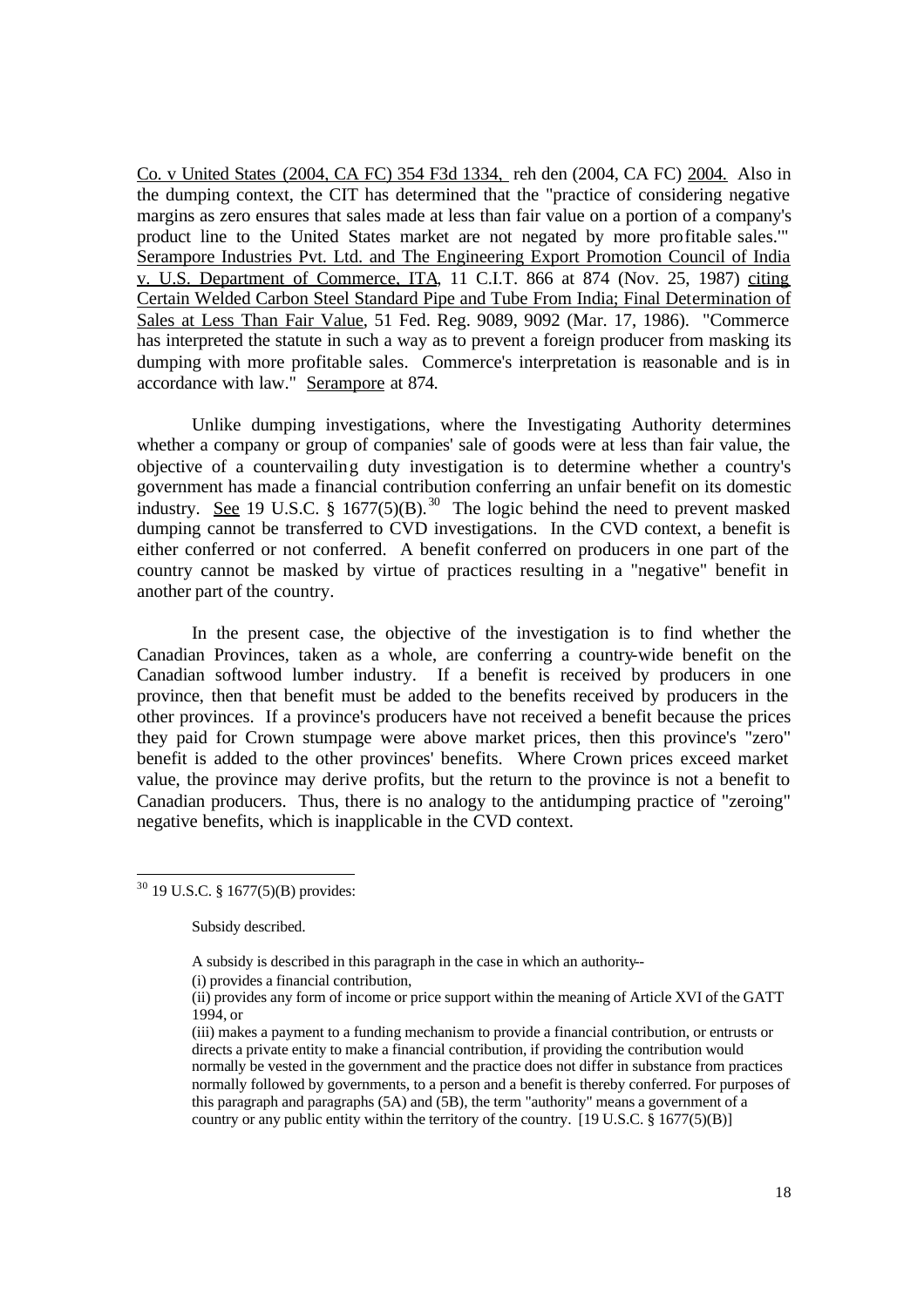Co. v United States (2004, CA FC) 354 F3d 1334, reh den (2004, CA FC) 2004. Also in the dumping context, the CIT has determined that the "practice of considering negative margins as zero ensures that sales made at less than fair value on a portion of a company's product line to the United States market are not negated by more profitable sales.'" Serampore Industries Pvt. Ltd. and The Engineering Export Promotion Council of India v. U.S. Department of Commerce, ITA, 11 C.I.T. 866 at 874 (Nov. 25, 1987) citing Certain Welded Carbon Steel Standard Pipe and Tube From India; Final Determination of Sales at Less Than Fair Value, 51 Fed. Reg. 9089, 9092 (Mar. 17, 1986). "Commerce has interpreted the statute in such a way as to prevent a foreign producer from masking its dumping with more profitable sales. Commerce's interpretation is reasonable and is in accordance with law." Serampore at 874.

Unlike dumping investigations, where the Investigating Authority determines whether a company or group of companies' sale of goods were at less than fair value, the objective of a countervailing duty investigation is to determine whether a country's government has made a financial contribution conferring an unfair benefit on its domestic industry. See 19 U.S.C. § 1677(5)(B).[30] The logic behind the need to prevent masked dumping cannot be transferred to CVD investigations. In the CVD context, a benefit is either conferred or not conferred. A benefit conferred on producers in one part of the country cannot be masked by virtue of practices resulting in a "negative" benefit in another part of the country.

In the present case, the objective of the investigation is to find whether the Canadian Provinces, taken as a whole, are conferring a country-wide benefit on the Canadian softwood lumber industry. If a benefit is received by producers in one province, then that benefit must be added to the benefits received by producers in the other provinces. If a province's producers have not received a benefit because the prices they paid for Crown stumpage were above market prices, then this province's "zero" benefit is added to the other provinces' benefits. Where Crown prices exceed market value, the province may derive profits, but the return to the province is not a benefit to Canadian producers. Thus, there is no analogy to the antidumping practice of "zeroing" negative benefits, which is inapplicable in the CVD context.

---

[30] 19 U.S.C. § 1677(5)(B) provides:

> Subsidy described.
>
> A subsidy is described in this paragraph in the case in which an authority--
> (i) provides a financial contribution,
> (ii) provides any form of income or price support within the meaning of Article XVI of the GATT 1994, or
> (iii) makes a payment to a funding mechanism to provide a financial contribution, or entrusts or directs a private entity to make a financial contribution, if providing the contribution would normally be vested in the government and the practice does not differ in substance from practices normally followed by governments, to a person and a benefit is thereby conferred. For purposes of this paragraph and paragraphs (5A) and (5B), the term "authority" means a government of a country or any public entity within the territory of the country. [19 U.S.C. § 1677(5)(B)]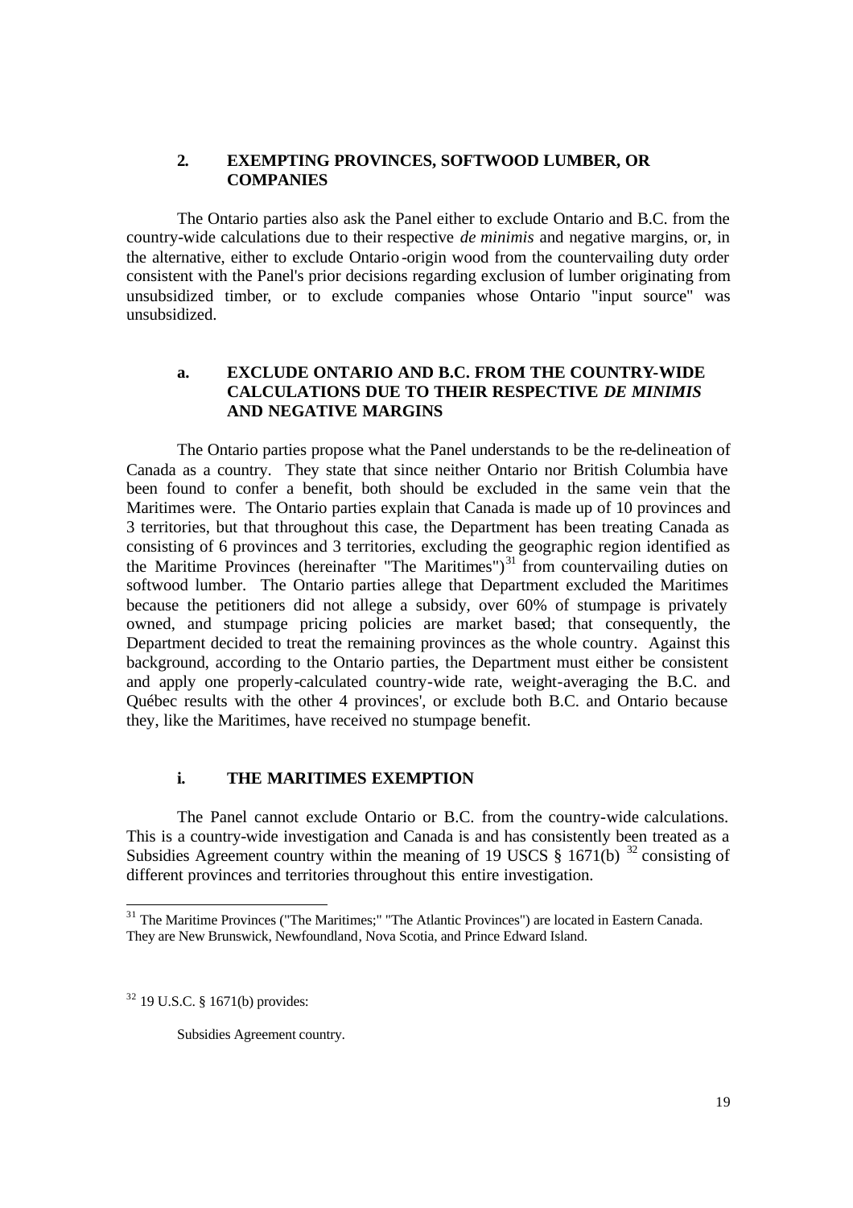### 2. EXEMPTING PROVINCES, SOFTWOOD LUMBER, OR COMPANIES

The Ontario parties also ask the Panel either to exclude Ontario and B.C. from the country-wide calculations due to their respective *de minimis* and negative margins, or, in the alternative, either to exclude Ontario-origin wood from the countervailing duty order consistent with the Panel's prior decisions regarding exclusion of lumber originating from unsubsidized timber, or to exclude companies whose Ontario "input source" was unsubsidized.

#### a. EXCLUDE ONTARIO AND B.C. FROM THE COUNTRY-WIDE CALCULATIONS DUE TO THEIR RESPECTIVE *DE MINIMIS* AND NEGATIVE MARGINS

The Ontario parties propose what the Panel understands to be the re-delineation of Canada as a country. They state that since neither Ontario nor British Columbia have been found to confer a benefit, both should be excluded in the same vein that the Maritimes were. The Ontario parties explain that Canada is made up of 10 provinces and 3 territories, but that throughout this case, the Department has been treating Canada as consisting of 6 provinces and 3 territories, excluding the geographic region identified as the Maritime Provinces (hereinafter "The Maritimes")[31] from countervailing duties on softwood lumber. The Ontario parties allege that Department excluded the Maritimes because the petitioners did not allege a subsidy, over 60% of stumpage is privately owned, and stumpage pricing policies are market based; that consequently, the Department decided to treat the remaining provinces as the whole country. Against this background, according to the Ontario parties, the Department must either be consistent and apply one properly-calculated country-wide rate, weight-averaging the B.C. and Québec results with the other 4 provinces', or exclude both B.C. and Ontario because they, like the Maritimes, have received no stumpage benefit.

#### i. THE MARITIMES EXEMPTION

The Panel cannot exclude Ontario or B.C. from the country-wide calculations. This is a country-wide investigation and Canada is and has consistently been treated as a Subsidies Agreement country within the meaning of 19 USCS § 1671(b) [32] consisting of different provinces and territories throughout this entire investigation.

---

[31] The Maritime Provinces ("The Maritimes;" "The Atlantic Provinces") are located in Eastern Canada. They are New Brunswick, Newfoundland, Nova Scotia, and Prince Edward Island.

[32] 19 U.S.C. § 1671(b) provides:

Subsidies Agreement country.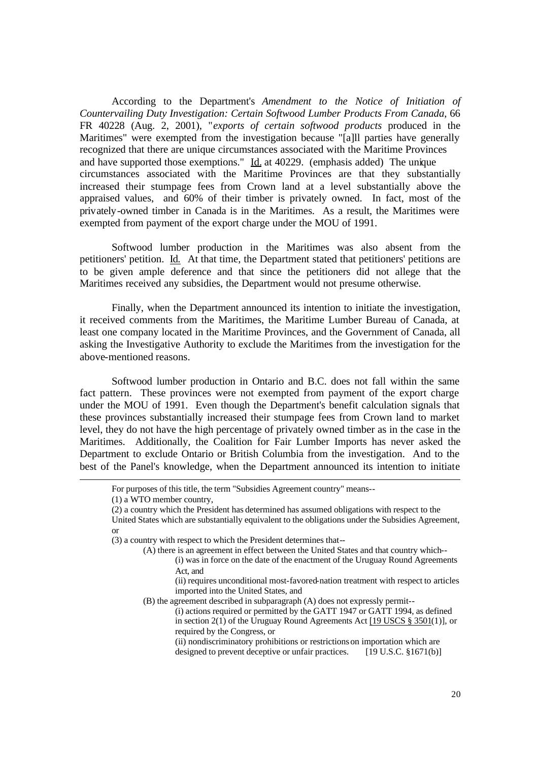According to the Department's *Amendment to the Notice of Initiation of Countervailing Duty Investigation: Certain Softwood Lumber Products From Canada*, 66 FR 40228 (Aug. 2, 2001), "*exports of certain softwood products* produced in the Maritimes" were exempted from the investigation because "[a]ll parties have generally recognized that there are unique circumstances associated with the Maritime Provinces and have supported those exemptions." Id. at 40229. (emphasis added) The unique circumstances associated with the Maritime Provinces are that they substantially increased their stumpage fees from Crown land at a level substantially above the appraised values, and 60% of their timber is privately owned. In fact, most of the privately-owned timber in Canada is in the Maritimes. As a result, the Maritimes were exempted from payment of the export charge under the MOU of 1991.

Softwood lumber production in the Maritimes was also absent from the petitioners' petition. Id. At that time, the Department stated that petitioners' petitions are to be given ample deference and that since the petitioners did not allege that the Maritimes received any subsidies, the Department would not presume otherwise.

Finally, when the Department announced its intention to initiate the investigation, it received comments from the Maritimes, the Maritime Lumber Bureau of Canada, at least one company located in the Maritime Provinces, and the Government of Canada, all asking the Investigative Authority to exclude the Maritimes from the investigation for the above-mentioned reasons.

Softwood lumber production in Ontario and B.C. does not fall within the same fact pattern. These provinces were not exempted from payment of the export charge under the MOU of 1991. Even though the Department's benefit calculation signals that these provinces substantially increased their stumpage fees from Crown land to market level, they do not have the high percentage of privately owned timber as in the case in the Maritimes. Additionally, the Coalition for Fair Lumber Imports has never asked the Department to exclude Ontario or British Columbia from the investigation. And to the best of the Panel's knowledge, when the Department announced its intention to initiate

---

For purposes of this title, the term "Subsidies Agreement country" means--

(1) a WTO member country,

(2) a country which the President has determined has assumed obligations with respect to the United States which are substantially equivalent to the obligations under the Subsidies Agreement, or

(3) a country with respect to which the President determines that--

(A) there is an agreement in effect between the United States and that country which--

(i) was in force on the date of the enactment of the Uruguay Round Agreements Act, and

(ii) requires unconditional most-favored-nation treatment with respect to articles imported into the United States, and

(B) the agreement described in subparagraph (A) does not expressly permit--

(i) actions required or permitted by the GATT 1947 or GATT 1994, as defined in section 2(1) of the Uruguay Round Agreements Act [19 USCS § 3501(1)], or required by the Congress, or

(ii) nondiscriminatory prohibitions or restrictions on importation which are designed to prevent deceptive or unfair practices. [19 U.S.C. §1671(b)]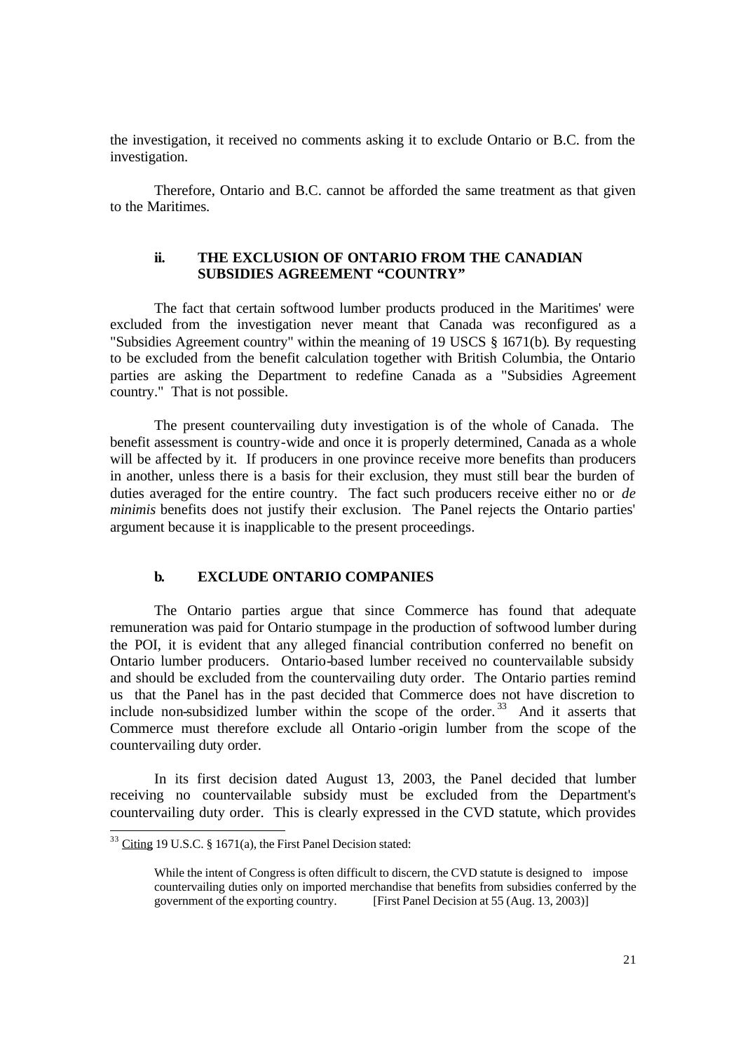the investigation, it received no comments asking it to exclude Ontario or B.C. from the investigation.

Therefore, Ontario and B.C. cannot be afforded the same treatment as that given to the Maritimes.

#### ii. THE EXCLUSION OF ONTARIO FROM THE CANADIAN SUBSIDIES AGREEMENT "COUNTRY"

The fact that certain softwood lumber products produced in the Maritimes' were excluded from the investigation never meant that Canada was reconfigured as a "Subsidies Agreement country" within the meaning of 19 USCS § 1671(b). By requesting to be excluded from the benefit calculation together with British Columbia, the Ontario parties are asking the Department to redefine Canada as a "Subsidies Agreement country." That is not possible.

The present countervailing duty investigation is of the whole of Canada. The benefit assessment is country-wide and once it is properly determined, Canada as a whole will be affected by it. If producers in one province receive more benefits than producers in another, unless there is a basis for their exclusion, they must still bear the burden of duties averaged for the entire country. The fact such producers receive either no or *de minimis* benefits does not justify their exclusion. The Panel rejects the Ontario parties' argument because it is inapplicable to the present proceedings.

### b. EXCLUDE ONTARIO COMPANIES

The Ontario parties argue that since Commerce has found that adequate remuneration was paid for Ontario stumpage in the production of softwood lumber during the POI, it is evident that any alleged financial contribution conferred no benefit on Ontario lumber producers. Ontario-based lumber received no countervailable subsidy and should be excluded from the countervailing duty order. The Ontario parties remind us that the Panel has in the past decided that Commerce does not have discretion to include non-subsidized lumber within the scope of the order.[33] And it asserts that Commerce must therefore exclude all Ontario-origin lumber from the scope of the countervailing duty order.

In its first decision dated August 13, 2003, the Panel decided that lumber receiving no countervailable subsidy must be excluded from the Department's countervailing duty order. This is clearly expressed in the CVD statute, which provides

---

[33] Citing 19 U.S.C. § 1671(a), the First Panel Decision stated:

> While the intent of Congress is often difficult to discern, the CVD statute is designed to impose countervailing duties only on imported merchandise that benefits from subsidies conferred by the government of the exporting country. [First Panel Decision at 55 (Aug. 13, 2003)]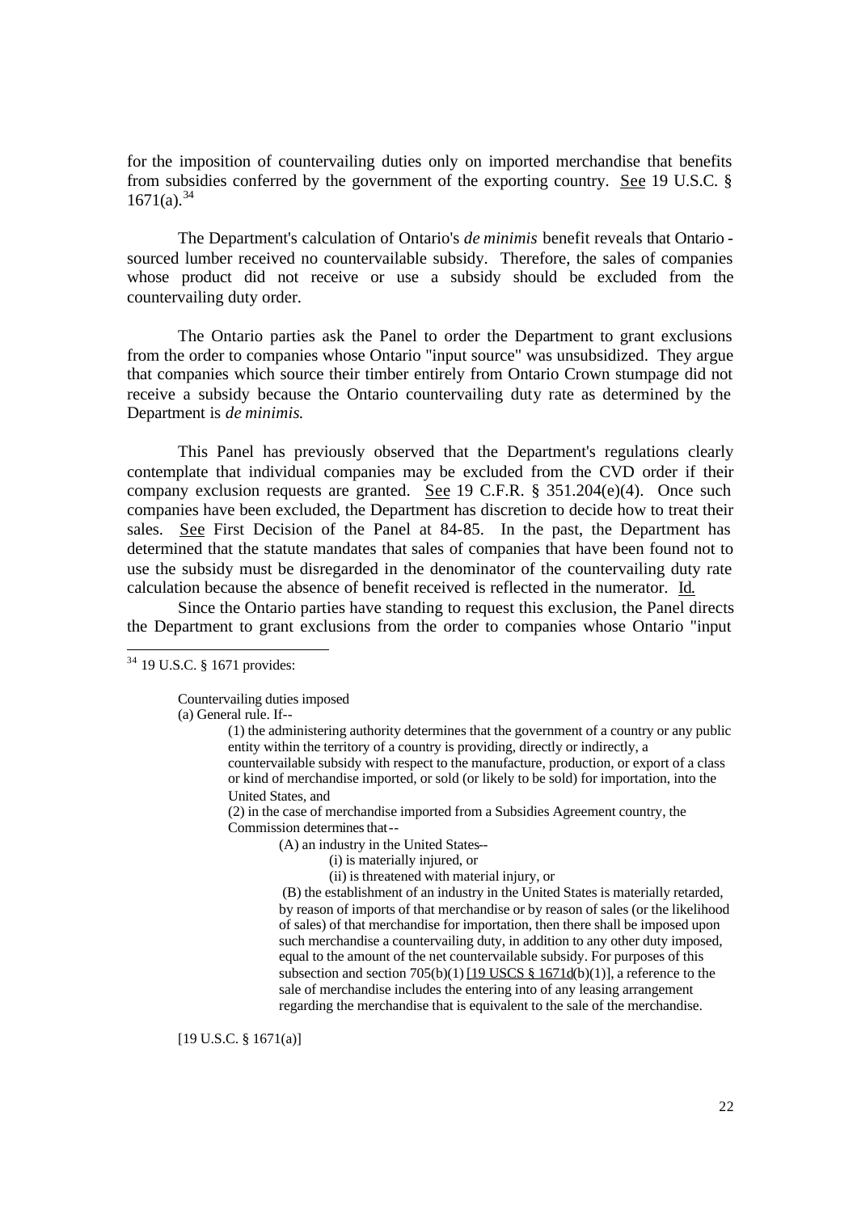for the imposition of countervailing duties only on imported merchandise that benefits from subsidies conferred by the government of the exporting country. See 19 U.S.C. § 1671(a).[34]

The Department's calculation of Ontario's *de minimis* benefit reveals that Ontario-sourced lumber received no countervailable subsidy. Therefore, the sales of companies whose product did not receive or use a subsidy should be excluded from the countervailing duty order.

The Ontario parties ask the Panel to order the Department to grant exclusions from the order to companies whose Ontario "input source" was unsubsidized. They argue that companies which source their timber entirely from Ontario Crown stumpage did not receive a subsidy because the Ontario countervailing duty rate as determined by the Department is *de minimis*.

This Panel has previously observed that the Department's regulations clearly contemplate that individual companies may be excluded from the CVD order if their company exclusion requests are granted. See 19 C.F.R. § 351.204(e)(4). Once such companies have been excluded, the Department has discretion to decide how to treat their sales. See First Decision of the Panel at 84-85. In the past, the Department has determined that the statute mandates that sales of companies that have been found not to use the subsidy must be disregarded in the denominator of the countervailing duty rate calculation because the absence of benefit received is reflected in the numerator. Id.

Since the Ontario parties have standing to request this exclusion, the Panel directs the Department to grant exclusions from the order to companies whose Ontario "input

---

[34] 19 U.S.C. § 1671 provides:

> Countervailing duties imposed
>
> (a) General rule. If--
>
> > (1) the administering authority determines that the government of a country or any public entity within the territory of a country is providing, directly or indirectly, a countervailable subsidy with respect to the manufacture, production, or export of a class or kind of merchandise imported, or sold (or likely to be sold) for importation, into the United States, and
> >
> > (2) in the case of merchandise imported from a Subsidies Agreement country, the Commission determines that--
> >
> > > (A) an industry in the United States--
> > >
> > > > (i) is materially injured, or
> > > >
> > > > (ii) is threatened with material injury, or
> > >
> > > (B) the establishment of an industry in the United States is materially retarded, by reason of imports of that merchandise or by reason of sales (or the likelihood of sales) of that merchandise for importation, then there shall be imposed upon such merchandise a countervailing duty, in addition to any other duty imposed, equal to the amount of the net countervailable subsidy. For purposes of this subsection and section 705(b)(1) [19 USCS § 1671d(b)(1)], a reference to the sale of merchandise includes the entering into of any leasing arrangement regarding the merchandise that is equivalent to the sale of the merchandise.
>
> [19 U.S.C. § 1671(a)]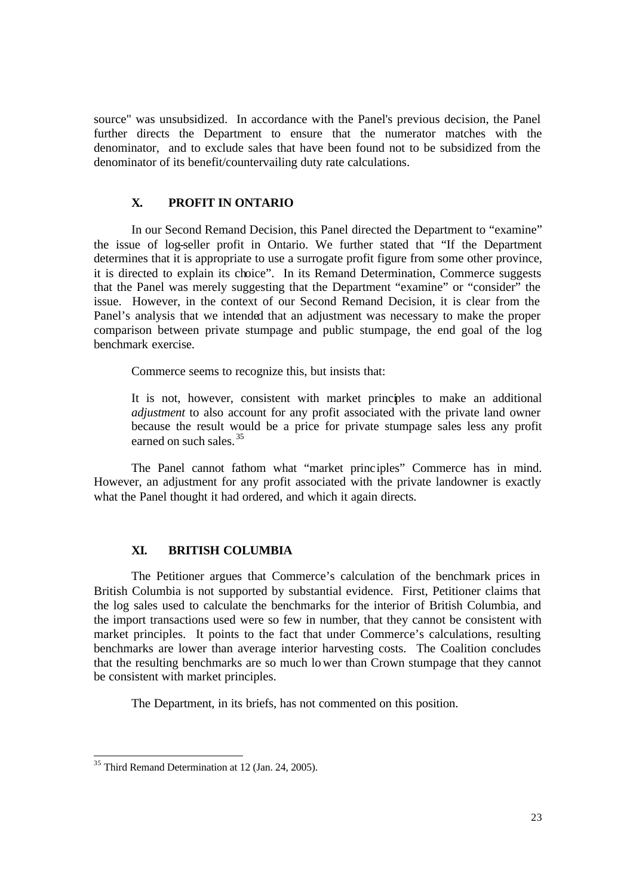source" was unsubsidized. In accordance with the Panel's previous decision, the Panel further directs the Department to ensure that the numerator matches with the denominator, and to exclude sales that have been found not to be subsidized from the denominator of its benefit/countervailing duty rate calculations.

## X. PROFIT IN ONTARIO

In our Second Remand Decision, this Panel directed the Department to "examine" the issue of log-seller profit in Ontario. We further stated that "If the Department determines that it is appropriate to use a surrogate profit figure from some other province, it is directed to explain its choice". In its Remand Determination, Commerce suggests that the Panel was merely suggesting that the Department "examine" or "consider" the issue. However, in the context of our Second Remand Decision, it is clear from the Panel's analysis that we intended that an adjustment was necessary to make the proper comparison between private stumpage and public stumpage, the end goal of the log benchmark exercise.

Commerce seems to recognize this, but insists that:

> It is not, however, consistent with market principles to make an additional *adjustment* to also account for any profit associated with the private land owner because the result would be a price for private stumpage sales less any profit earned on such sales.[35]

The Panel cannot fathom what "market principles" Commerce has in mind. However, an adjustment for any profit associated with the private landowner is exactly what the Panel thought it had ordered, and which it again directs.

## XI. BRITISH COLUMBIA

The Petitioner argues that Commerce's calculation of the benchmark prices in British Columbia is not supported by substantial evidence. First, Petitioner claims that the log sales used to calculate the benchmarks for the interior of British Columbia, and the import transactions used were so few in number, that they cannot be consistent with market principles. It points to the fact that under Commerce's calculations, resulting benchmarks are lower than average interior harvesting costs. The Coalition concludes that the resulting benchmarks are so much lower than Crown stumpage that they cannot be consistent with market principles.

The Department, in its briefs, has not commented on this position.

---

[35] Third Remand Determination at 12 (Jan. 24, 2005).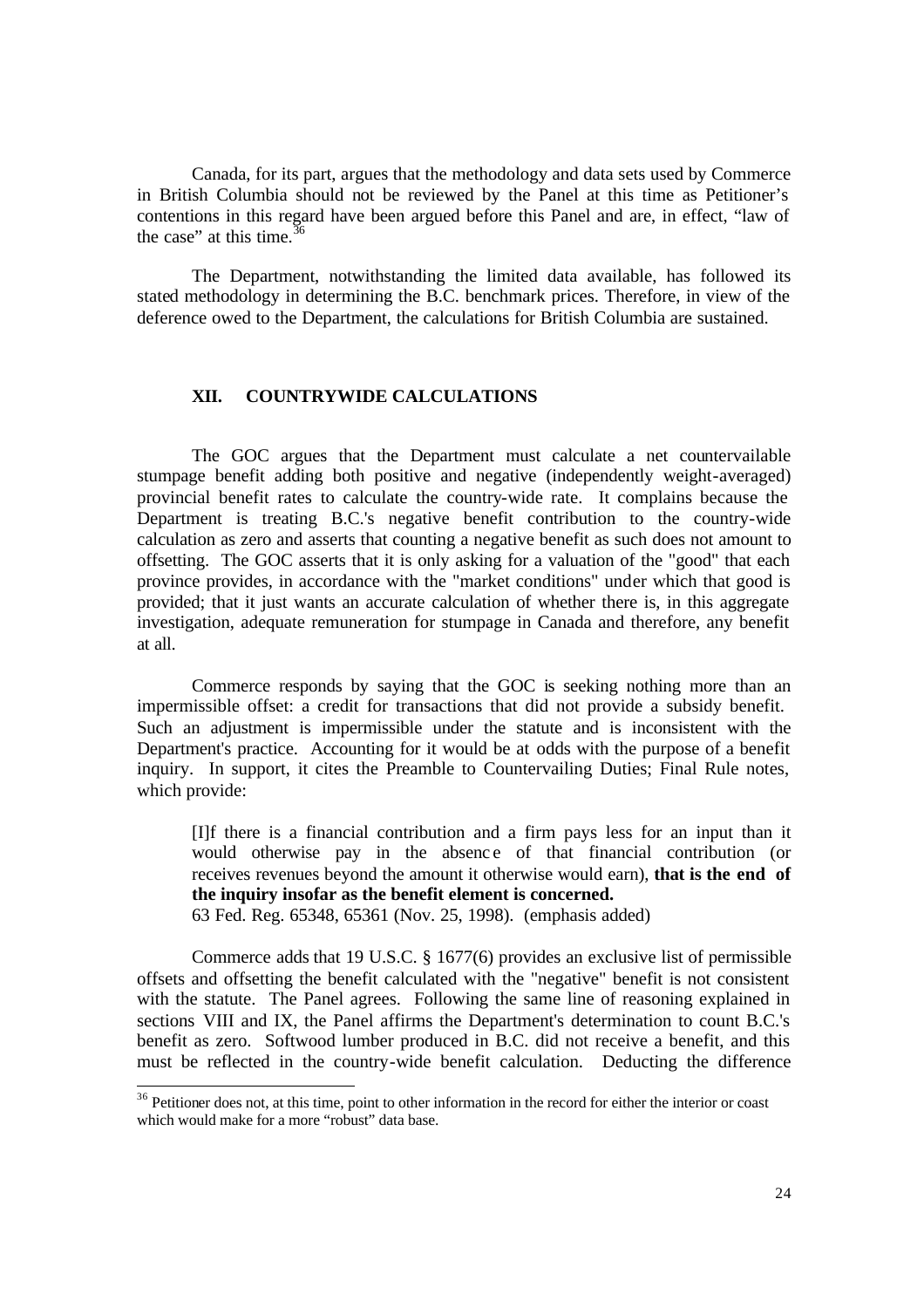Canada, for its part, argues that the methodology and data sets used by Commerce in British Columbia should not be reviewed by the Panel at this time as Petitioner's contentions in this regard have been argued before this Panel and are, in effect, "law of the case" at this time.[36]

The Department, notwithstanding the limited data available, has followed its stated methodology in determining the B.C. benchmark prices. Therefore, in view of the deference owed to the Department, the calculations for British Columbia are sustained.

## XII. COUNTRYWIDE CALCULATIONS

The GOC argues that the Department must calculate a net countervailable stumpage benefit adding both positive and negative (independently weight-averaged) provincial benefit rates to calculate the country-wide rate. It complains because the Department is treating B.C.'s negative benefit contribution to the country-wide calculation as zero and asserts that counting a negative benefit as such does not amount to offsetting. The GOC asserts that it is only asking for a valuation of the "good" that each province provides, in accordance with the "market conditions" under which that good is provided; that it just wants an accurate calculation of whether there is, in this aggregate investigation, adequate remuneration for stumpage in Canada and therefore, any benefit at all.

Commerce responds by saying that the GOC is seeking nothing more than an impermissible offset: a credit for transactions that did not provide a subsidy benefit. Such an adjustment is impermissible under the statute and is inconsistent with the Department's practice. Accounting for it would be at odds with the purpose of a benefit inquiry. In support, it cites the Preamble to Countervailing Duties; Final Rule notes, which provide:

> [I]f there is a financial contribution and a firm pays less for an input than it would otherwise pay in the absence of that financial contribution (or receives revenues beyond the amount it otherwise would earn), **that is the end of the inquiry insofar as the benefit element is concerned.**
> 63 Fed. Reg. 65348, 65361 (Nov. 25, 1998). (emphasis added)

Commerce adds that 19 U.S.C. § 1677(6) provides an exclusive list of permissible offsets and offsetting the benefit calculated with the "negative" benefit is not consistent with the statute. The Panel agrees. Following the same line of reasoning explained in sections VIII and IX, the Panel affirms the Department's determination to count B.C.'s benefit as zero. Softwood lumber produced in B.C. did not receive a benefit, and this must be reflected in the country-wide benefit calculation. Deducting the difference

---

[36] Petitioner does not, at this time, point to other information in the record for either the interior or coast which would make for a more "robust" data base.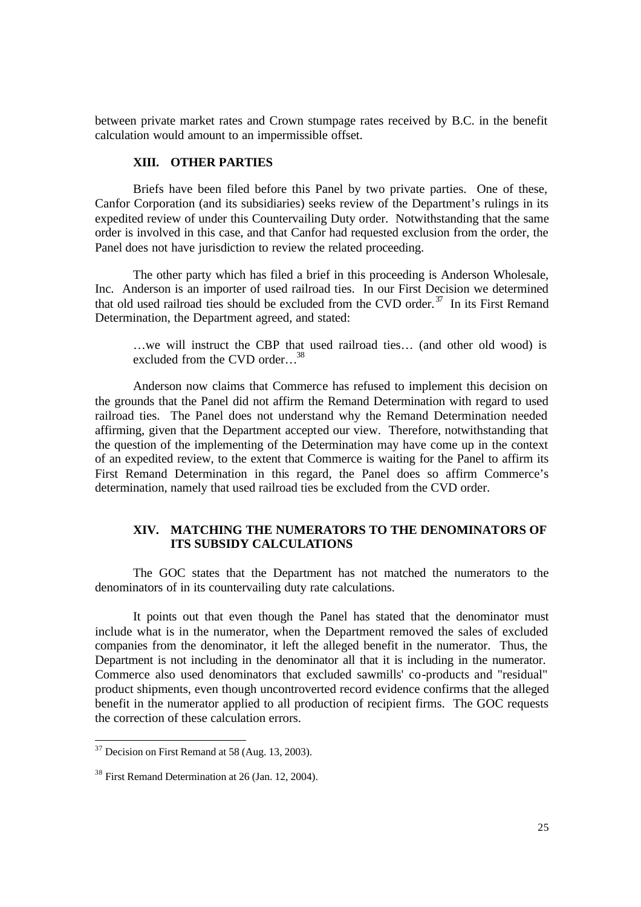between private market rates and Crown stumpage rates received by B.C. in the benefit calculation would amount to an impermissible offset.

## XIII. OTHER PARTIES

Briefs have been filed before this Panel by two private parties. One of these, Canfor Corporation (and its subsidiaries) seeks review of the Department's rulings in its expedited review of under this Countervailing Duty order. Notwithstanding that the same order is involved in this case, and that Canfor had requested exclusion from the order, the Panel does not have jurisdiction to review the related proceeding.

The other party which has filed a brief in this proceeding is Anderson Wholesale, Inc. Anderson is an importer of used railroad ties. In our First Decision we determined that old used railroad ties should be excluded from the CVD order.[37] In its First Remand Determination, the Department agreed, and stated:

> …we will instruct the CBP that used railroad ties… (and other old wood) is excluded from the CVD order…[38]

Anderson now claims that Commerce has refused to implement this decision on the grounds that the Panel did not affirm the Remand Determination with regard to used railroad ties. The Panel does not understand why the Remand Determination needed affirming, given that the Department accepted our view. Therefore, notwithstanding that the question of the implementing of the Determination may have come up in the context of an expedited review, to the extent that Commerce is waiting for the Panel to affirm its First Remand Determination in this regard, the Panel does so affirm Commerce's determination, namely that used railroad ties be excluded from the CVD order.

## XIV. MATCHING THE NUMERATORS TO THE DENOMINATORS OF ITS SUBSIDY CALCULATIONS

The GOC states that the Department has not matched the numerators to the denominators of in its countervailing duty rate calculations.

It points out that even though the Panel has stated that the denominator must include what is in the numerator, when the Department removed the sales of excluded companies from the denominator, it left the alleged benefit in the numerator. Thus, the Department is not including in the denominator all that it is including in the numerator. Commerce also used denominators that excluded sawmills' co-products and "residual" product shipments, even though uncontroverted record evidence confirms that the alleged benefit in the numerator applied to all production of recipient firms. The GOC requests the correction of these calculation errors.

---

[37] Decision on First Remand at 58 (Aug. 13, 2003).

[38] First Remand Determination at 26 (Jan. 12, 2004).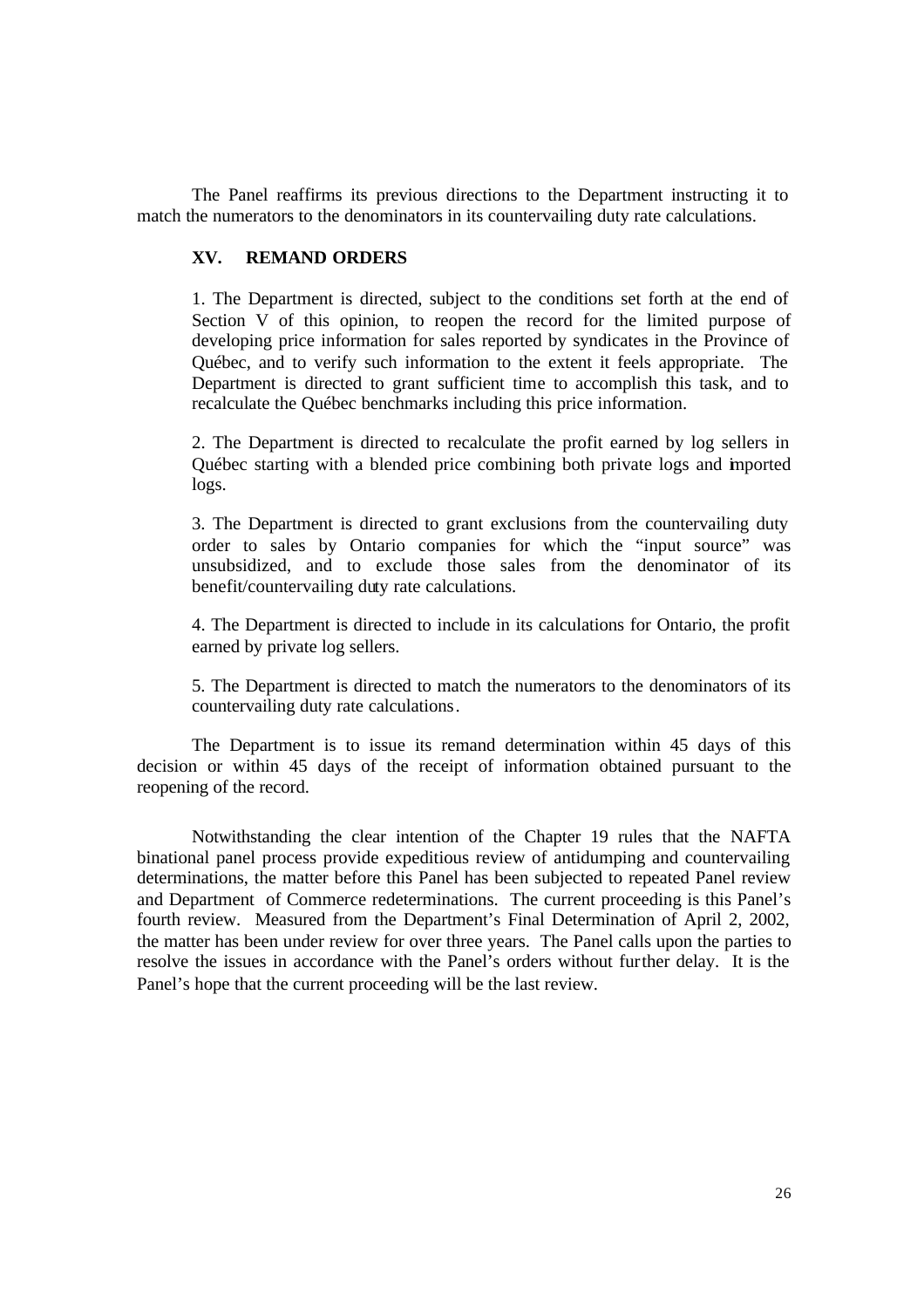The Panel reaffirms its previous directions to the Department instructing it to match the numerators to the denominators in its countervailing duty rate calculations.

## XV. REMAND ORDERS

1. The Department is directed, subject to the conditions set forth at the end of Section V of this opinion, to reopen the record for the limited purpose of developing price information for sales reported by syndicates in the Province of Québec, and to verify such information to the extent it feels appropriate. The Department is directed to grant sufficient time to accomplish this task, and to recalculate the Québec benchmarks including this price information.

2. The Department is directed to recalculate the profit earned by log sellers in Québec starting with a blended price combining both private logs and imported logs.

3. The Department is directed to grant exclusions from the countervailing duty order to sales by Ontario companies for which the "input source" was unsubsidized, and to exclude those sales from the denominator of its benefit/countervailing duty rate calculations.

4. The Department is directed to include in its calculations for Ontario, the profit earned by private log sellers.

5. The Department is directed to match the numerators to the denominators of its countervailing duty rate calculations.

The Department is to issue its remand determination within 45 days of this decision or within 45 days of the receipt of information obtained pursuant to the reopening of the record.

Notwithstanding the clear intention of the Chapter 19 rules that the NAFTA binational panel process provide expeditious review of antidumping and countervailing determinations, the matter before this Panel has been subjected to repeated Panel review and Department of Commerce redeterminations. The current proceeding is this Panel's fourth review. Measured from the Department's Final Determination of April 2, 2002, the matter has been under review for over three years. The Panel calls upon the parties to resolve the issues in accordance with the Panel's orders without further delay. It is the Panel's hope that the current proceeding will be the last review.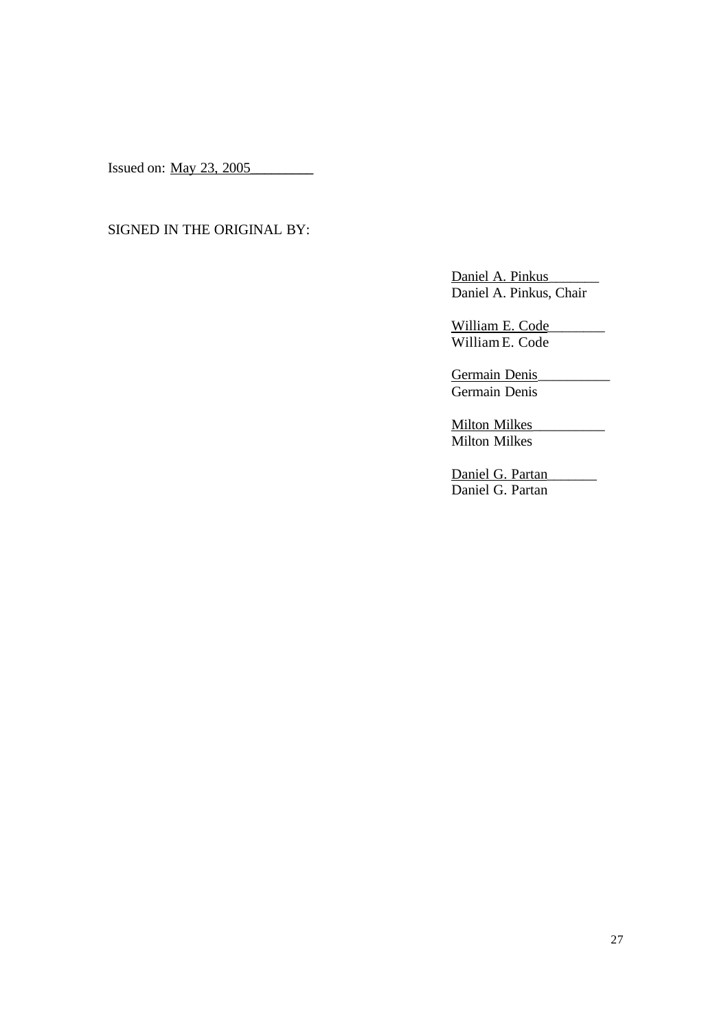Issued on: May 23, 2005________

SIGNED IN THE ORIGINAL BY:

Daniel A. Pinkus_______
Daniel A. Pinkus, Chair

William E. Code________
William E. Code

Germain Denis__________
Germain Denis

Milton Milkes__________
Milton Milkes

Daniel G. Partan_______
Daniel G. Partan